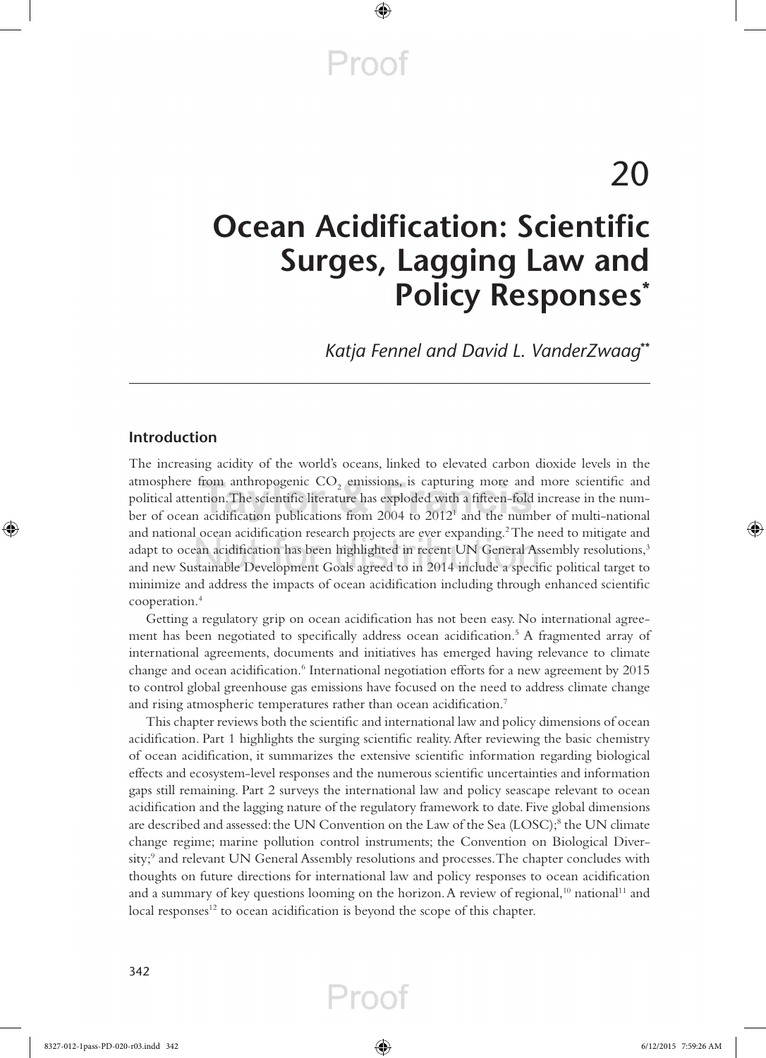# 20

# Ocean Acidification: Scientific Surges, Lagging Law and Policy Responses*

*Katja Fennel and David L. VanderZwaag***

## Introduction

The increasing acidity of the world's oceans, linked to elevated carbon dioxide levels in the atmosphere from anthropogenic $CO_2$ emissions, is capturing more and more scientific and political attention. The scientific literature has exploded with a fifteen-fold increase in the number of ocean acidification publications from 2004 to 2012[1] and the number of multi-national and national ocean acidification research projects are ever expanding.[2] The need to mitigate and adapt to ocean acidification has been highlighted in recent UN General Assembly resolutions,[3] and new Sustainable Development Goals agreed to in 2014 include a specific political target to minimize and address the impacts of ocean acidification including through enhanced scientific cooperation.[4]

Getting a regulatory grip on ocean acidification has not been easy. No international agreement has been negotiated to specifically address ocean acidification.[5] A fragmented array of international agreements, documents and initiatives has emerged having relevance to climate change and ocean acidification.[6] International negotiation efforts for a new agreement by 2015 to control global greenhouse gas emissions have focused on the need to address climate change and rising atmospheric temperatures rather than ocean acidification.[7]

This chapter reviews both the scientific and international law and policy dimensions of ocean acidification. Part 1 highlights the surging scientific reality. After reviewing the basic chemistry of ocean acidification, it summarizes the extensive scientific information regarding biological effects and ecosystem-level responses and the numerous scientific uncertainties and information gaps still remaining. Part 2 surveys the international law and policy seascape relevant to ocean acidification and the lagging nature of the regulatory framework to date. Five global dimensions are described and assessed: the UN Convention on the Law of the Sea (LOSC);[8] the UN climate change regime; marine pollution control instruments; the Convention on Biological Diversity;[9] and relevant UN General Assembly resolutions and processes. The chapter concludes with thoughts on future directions for international law and policy responses to ocean acidification and a summary of key questions looming on the horizon. A review of regional,[10] national[11] and local responses[12] to ocean acidification is beyond the scope of this chapter.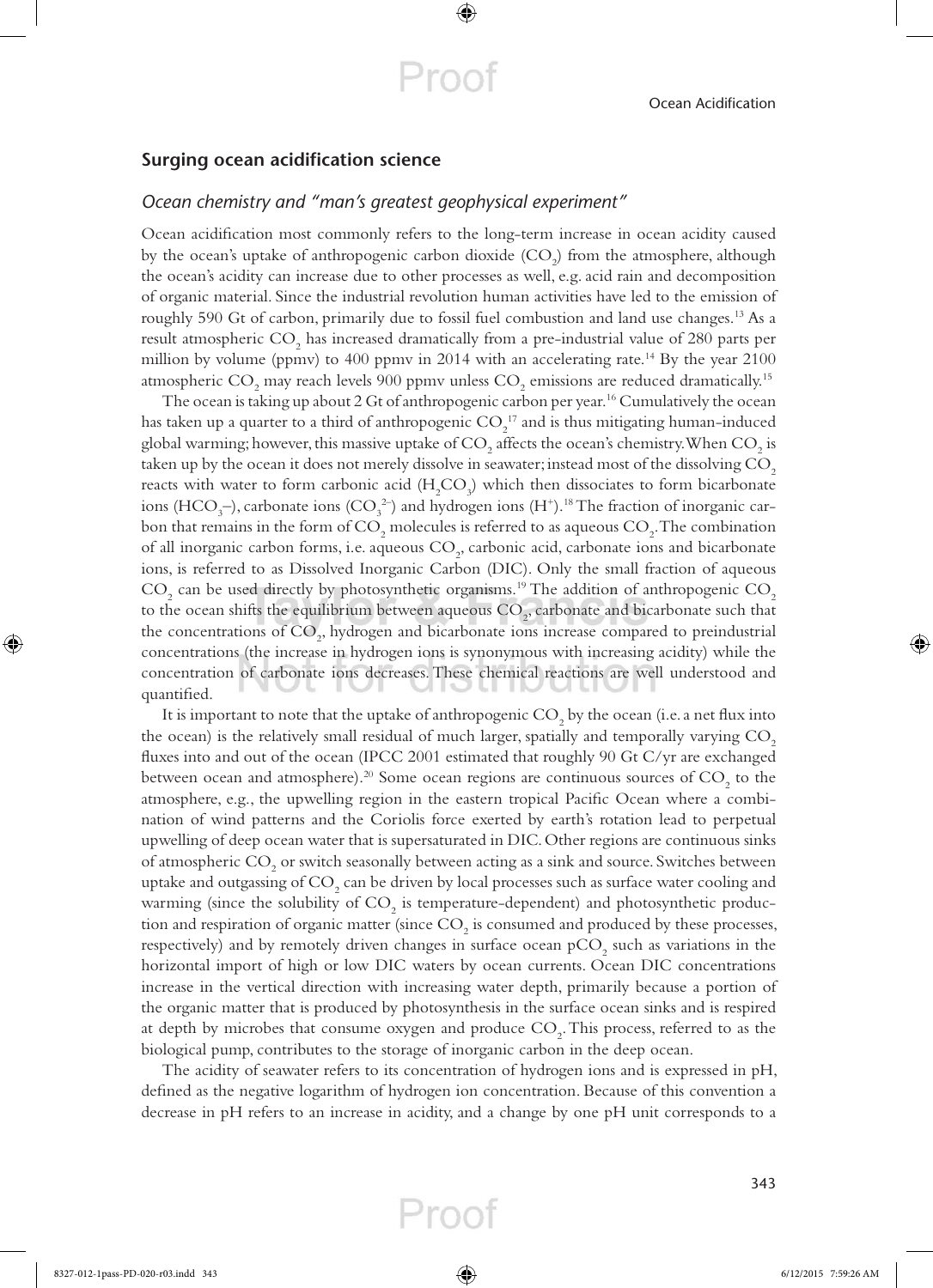## Surging ocean acidification science

### *Ocean chemistry and "man's greatest geophysical experiment"*

Ocean acidification most commonly refers to the long-term increase in ocean acidity caused by the ocean's uptake of anthropogenic carbon dioxide ($CO_2$) from the atmosphere, although the ocean's acidity can increase due to other processes as well, e.g. acid rain and decomposition of organic material. Since the industrial revolution human activities have led to the emission of roughly 590 Gt of carbon, primarily due to fossil fuel combustion and land use changes.[13] As a result atmospheric $CO_2$ has increased dramatically from a pre-industrial value of 280 parts per million by volume (ppmv) to 400 ppmv in 2014 with an accelerating rate.[14] By the year 2100 atmospheric $CO_2$ may reach levels 900 ppmv unless $CO_2$ emissions are reduced dramatically.[15]

The ocean is taking up about 2 Gt of anthropogenic carbon per year.[16] Cumulatively the ocean has taken up a quarter to a third of anthropogenic $CO_2$[17] and is thus mitigating human-induced global warming; however, this massive uptake of $CO_2$ affects the ocean's chemistry. When $CO_2$ is taken up by the ocean it does not merely dissolve in seawater; instead most of the dissolving $CO_2$ reacts with water to form carbonic acid ($H_2CO_3$) which then dissociates to form bicarbonate ions ($HCO_3$–), carbonate ions ($CO_3^{2-}$) and hydrogen ions ($H^+$).[18] The fraction of inorganic carbon that remains in the form of $CO_2$ molecules is referred to as aqueous $CO_2$. The combination of all inorganic carbon forms, i.e. aqueous $CO_2$, carbonic acid, carbonate ions and bicarbonate ions, is referred to as Dissolved Inorganic Carbon (DIC). Only the small fraction of aqueous $CO_2$ can be used directly by photosynthetic organisms.[19] The addition of anthropogenic $CO_2$ to the ocean shifts the equilibrium between aqueous $CO_2$, carbonate and bicarbonate such that the concentrations of $CO_2$, hydrogen and bicarbonate ions increase compared to preindustrial concentrations (the increase in hydrogen ions is synonymous with increasing acidity) while the concentration of carbonate ions decreases. These chemical reactions are well understood and quantified.

It is important to note that the uptake of anthropogenic $CO_2$ by the ocean (i.e. a net flux into the ocean) is the relatively small residual of much larger, spatially and temporally varying $CO_2$ fluxes into and out of the ocean (IPCC 2001 estimated that roughly 90 Gt C/yr are exchanged between ocean and atmosphere).[20] Some ocean regions are continuous sources of $CO_2$ to the atmosphere, e.g., the upwelling region in the eastern tropical Pacific Ocean where a combination of wind patterns and the Coriolis force exerted by earth's rotation lead to perpetual upwelling of deep ocean water that is supersaturated in DIC. Other regions are continuous sinks of atmospheric $CO_2$ or switch seasonally between acting as a sink and source. Switches between uptake and outgassing of $CO_2$ can be driven by local processes such as surface water cooling and warming (since the solubility of $CO_2$ is temperature-dependent) and photosynthetic production and respiration of organic matter (since $CO_2$ is consumed and produced by these processes, respectively) and by remotely driven changes in surface ocean $pCO_2$ such as variations in the horizontal import of high or low DIC waters by ocean currents. Ocean DIC concentrations increase in the vertical direction with increasing water depth, primarily because a portion of the organic matter that is produced by photosynthesis in the surface ocean sinks and is respired at depth by microbes that consume oxygen and produce $CO_2$. This process, referred to as the biological pump, contributes to the storage of inorganic carbon in the deep ocean.

The acidity of seawater refers to its concentration of hydrogen ions and is expressed in pH, defined as the negative logarithm of hydrogen ion concentration. Because of this convention a decrease in pH refers to an increase in acidity, and a change by one pH unit corresponds to a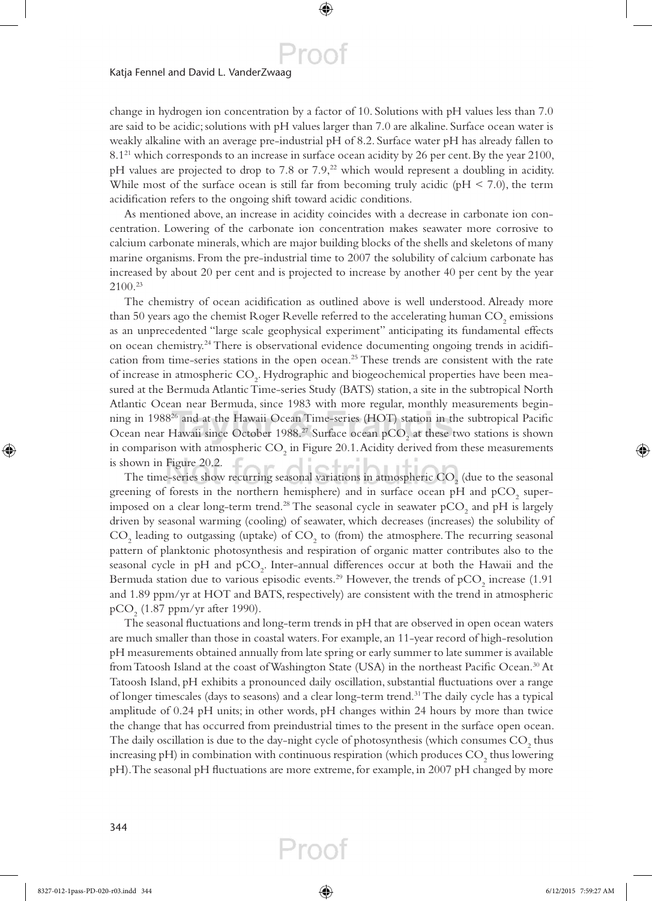change in hydrogen ion concentration by a factor of 10. Solutions with pH values less than 7.0 are said to be acidic; solutions with pH values larger than 7.0 are alkaline. Surface ocean water is weakly alkaline with an average pre-industrial pH of 8.2. Surface water pH has already fallen to 8.1[21] which corresponds to an increase in surface ocean acidity by 26 per cent. By the year 2100, pH values are projected to drop to 7.8 or 7.9,[22] which would represent a doubling in acidity. While most of the surface ocean is still far from becoming truly acidic (pH < 7.0), the term acidification refers to the ongoing shift toward acidic conditions.

As mentioned above, an increase in acidity coincides with a decrease in carbonate ion concentration. Lowering of the carbonate ion concentration makes seawater more corrosive to calcium carbonate minerals, which are major building blocks of the shells and skeletons of many marine organisms. From the pre-industrial time to 2007 the solubility of calcium carbonate has increased by about 20 per cent and is projected to increase by another 40 per cent by the year 2100.[23]

The chemistry of ocean acidification as outlined above is well understood. Already more than 50 years ago the chemist Roger Revelle referred to the accelerating human $CO_2$ emissions as an unprecedented "large scale geophysical experiment" anticipating its fundamental effects on ocean chemistry.[24] There is observational evidence documenting ongoing trends in acidification from time-series stations in the open ocean.[25] These trends are consistent with the rate of increase in atmospheric $CO_2$. Hydrographic and biogeochemical properties have been measured at the Bermuda Atlantic Time-series Study (BATS) station, a site in the subtropical North Atlantic Ocean near Bermuda, since 1983 with more regular, monthly measurements beginning in 1988[26] and at the Hawaii Ocean Time-series (HOT) station in the subtropical Pacific Ocean near Hawaii since October 1988.[27] Surface ocean $pCO_2$ at these two stations is shown in comparison with atmospheric $CO_2$ in Figure 20.1. Acidity derived from these measurements is shown in Figure 20.2.

The time-series show recurring seasonal variations in atmospheric $CO_2$ (due to the seasonal greening of forests in the northern hemisphere) and in surface ocean pH and $pCO_2$ superimposed on a clear long-term trend.[28] The seasonal cycle in seawater $pCO_2$ and pH is largely driven by seasonal warming (cooling) of seawater, which decreases (increases) the solubility of $CO_2$ leading to outgassing (uptake) of $CO_2$ to (from) the atmosphere. The recurring seasonal pattern of planktonic photosynthesis and respiration of organic matter contributes also to the seasonal cycle in pH and $pCO_2$. Inter-annual differences occur at both the Hawaii and the Bermuda station due to various episodic events.[29] However, the trends of $pCO_2$ increase (1.91 and 1.89 ppm/yr at HOT and BATS, respectively) are consistent with the trend in atmospheric $pCO_2$ (1.87 ppm/yr after 1990).

The seasonal fluctuations and long-term trends in pH that are observed in open ocean waters are much smaller than those in coastal waters. For example, an 11-year record of high-resolution pH measurements obtained annually from late spring or early summer to late summer is available from Tatoosh Island at the coast of Washington State (USA) in the northeast Pacific Ocean.[30] At Tatoosh Island, pH exhibits a pronounced daily oscillation, substantial fluctuations over a range of longer timescales (days to seasons) and a clear long-term trend.[31] The daily cycle has a typical amplitude of 0.24 pH units; in other words, pH changes within 24 hours by more than twice the change that has occurred from preindustrial times to the present in the surface ocean. The daily oscillation is due to the day-night cycle of photosynthesis (which consumes $CO_2$ thus increasing pH) in combination with continuous respiration (which produces $CO_2$ thus lowering pH). The seasonal pH fluctuations are more extreme, for example, in 2007 pH changed by more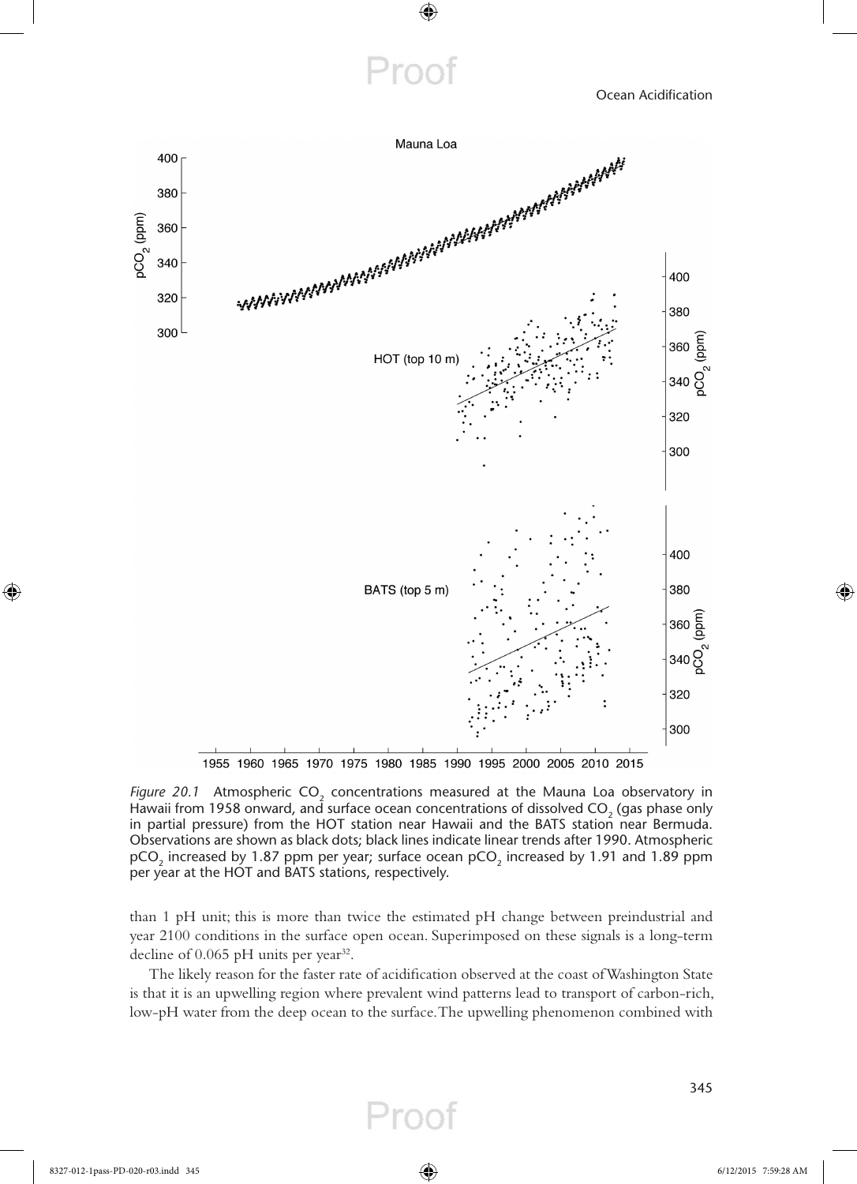Figure 20.1 Atmospheric $CO_2$ concentrations measured at the Mauna Loa observatory in Hawaii from 1958 onward, and surface ocean concentrations of dissolved $CO_2$ (gas phase only in partial pressure) from the HOT station near Hawaii and the BATS station near Bermuda. Observations are shown as black dots; black lines indicate linear trends after 1990. Atmospheric $pCO_2$ increased by 1.87 ppm per year; surface ocean $pCO_2$ increased by 1.91 and 1.89 ppm per year at the HOT and BATS stations, respectively.

than 1 pH unit; this is more than twice the estimated pH change between preindustrial and year 2100 conditions in the surface open ocean. Superimposed on these signals is a long-term decline of 0.065 pH units per year[32].

The likely reason for the faster rate of acidification observed at the coast of Washington State is that it is an upwelling region where prevalent wind patterns lead to transport of carbon-rich, low-pH water from the deep ocean to the surface. The upwelling phenomenon combined with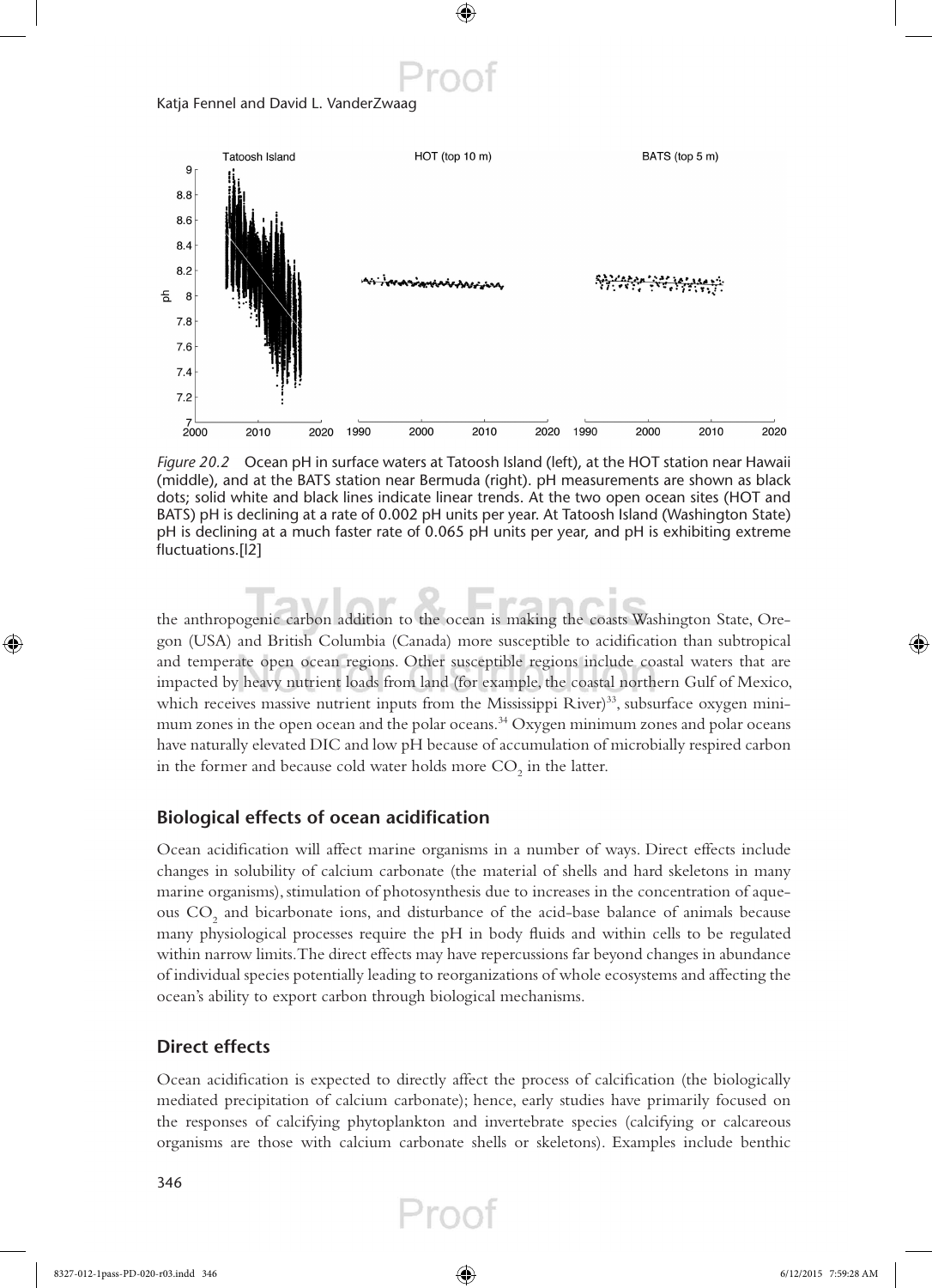*Figure 20.2* Ocean pH in surface waters at Tatoosh Island (left), at the HOT station near Hawaii (middle), and at the BATS station near Bermuda (right). pH measurements are shown as black dots; solid white and black lines indicate linear trends. At the two open ocean sites (HOT and BATS) pH is declining at a rate of 0.002 pH units per year. At Tatoosh Island (Washington State) pH is declining at a much faster rate of 0.065 pH units per year, and pH is exhibiting extreme fluctuations.[I2]

the anthropogenic carbon addition to the ocean is making the coasts Washington State, Oregon (USA) and British Columbia (Canada) more susceptible to acidification than subtropical and temperate open ocean regions. Other susceptible regions include coastal waters that are impacted by heavy nutrient loads from land (for example, the coastal northern Gulf of Mexico, which receives massive nutrient inputs from the Mississippi River)[33], subsurface oxygen minimum zones in the open ocean and the polar oceans.[34] Oxygen minimum zones and polar oceans have naturally elevated DIC and low pH because of accumulation of microbially respired carbon in the former and because cold water holds more $CO_2$ in the latter.

## Biological effects of ocean acidification

Ocean acidification will affect marine organisms in a number of ways. Direct effects include changes in solubility of calcium carbonate (the material of shells and hard skeletons in many marine organisms), stimulation of photosynthesis due to increases in the concentration of aqueous $CO_2$ and bicarbonate ions, and disturbance of the acid-base balance of animals because many physiological processes require the pH in body fluids and within cells to be regulated within narrow limits. The direct effects may have repercussions far beyond changes in abundance of individual species potentially leading to reorganizations of whole ecosystems and affecting the ocean's ability to export carbon through biological mechanisms.

## Direct effects

Ocean acidification is expected to directly affect the process of calcification (the biologically mediated precipitation of calcium carbonate); hence, early studies have primarily focused on the responses of calcifying phytoplankton and invertebrate species (calcifying or calcareous organisms are those with calcium carbonate shells or skeletons). Examples include benthic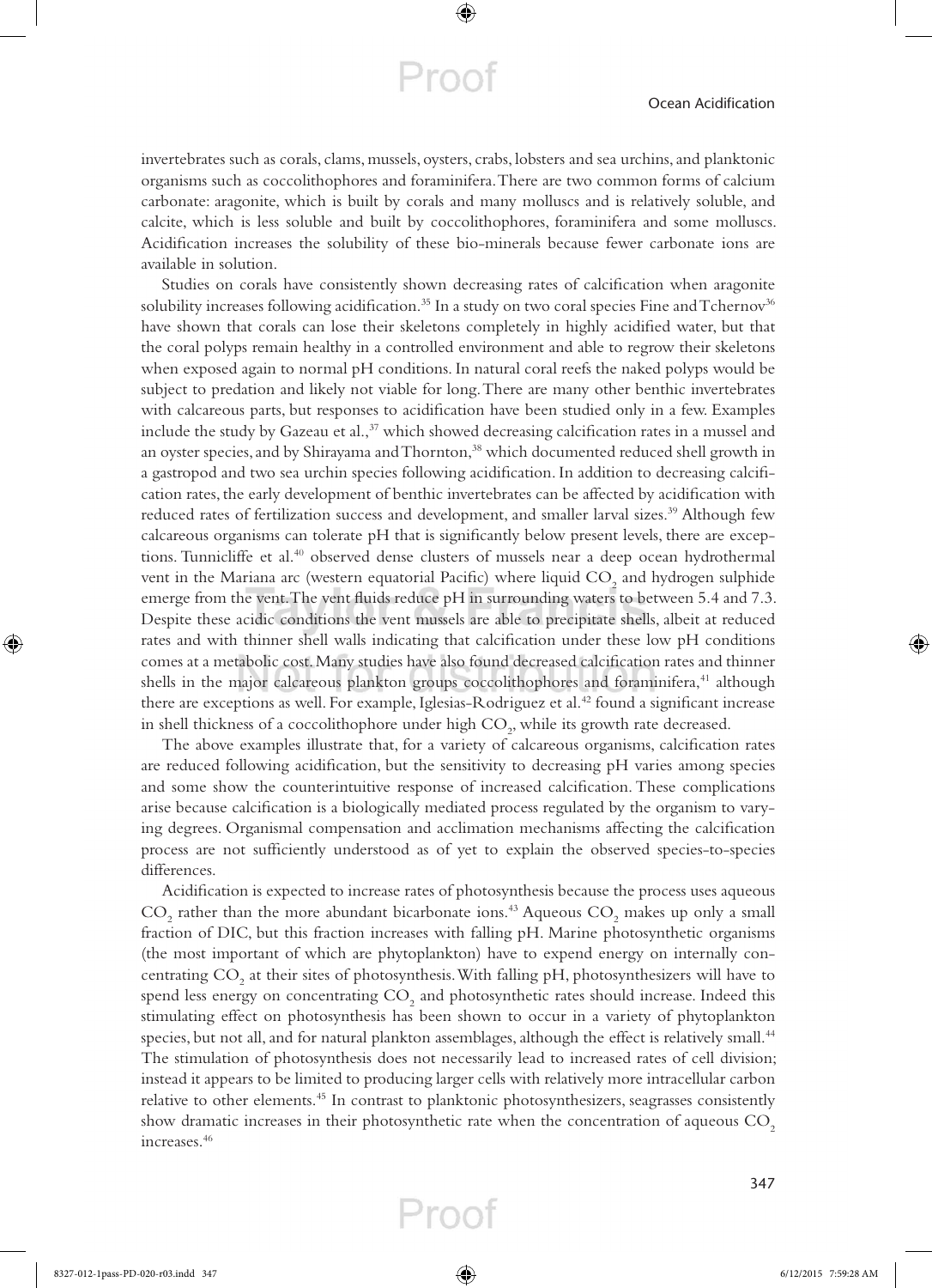invertebrates such as corals, clams, mussels, oysters, crabs, lobsters and sea urchins, and planktonic organisms such as coccolithophores and foraminifera. There are two common forms of calcium carbonate: aragonite, which is built by corals and many molluscs and is relatively soluble, and calcite, which is less soluble and built by coccolithophores, foraminifera and some molluscs. Acidification increases the solubility of these bio-minerals because fewer carbonate ions are available in solution.

Studies on corals have consistently shown decreasing rates of calcification when aragonite solubility increases following acidification.[35] In a study on two coral species Fine and Tchernov[36] have shown that corals can lose their skeletons completely in highly acidified water, but that the coral polyps remain healthy in a controlled environment and able to regrow their skeletons when exposed again to normal pH conditions. In natural coral reefs the naked polyps would be subject to predation and likely not viable for long. There are many other benthic invertebrates with calcareous parts, but responses to acidification have been studied only in a few. Examples include the study by Gazeau et al.,[37] which showed decreasing calcification rates in a mussel and an oyster species, and by Shirayama and Thornton,[38] which documented reduced shell growth in a gastropod and two sea urchin species following acidification. In addition to decreasing calcification rates, the early development of benthic invertebrates can be affected by acidification with reduced rates of fertilization success and development, and smaller larval sizes.[39] Although few calcareous organisms can tolerate pH that is significantly below present levels, there are exceptions. Tunnicliffe et al.[40] observed dense clusters of mussels near a deep ocean hydrothermal vent in the Mariana arc (western equatorial Pacific) where liquid $CO_2$ and hydrogen sulphide emerge from the vent. The vent fluids reduce pH in surrounding waters to between 5.4 and 7.3. Despite these acidic conditions the vent mussels are able to precipitate shells, albeit at reduced rates and with thinner shell walls indicating that calcification under these low pH conditions comes at a metabolic cost. Many studies have also found decreased calcification rates and thinner shells in the major calcareous plankton groups coccolithophores and foraminifera,[41] although there are exceptions as well. For example, Iglesias-Rodriguez et al.[42] found a significant increase in shell thickness of a coccolithophore under high $CO_2$, while its growth rate decreased.

The above examples illustrate that, for a variety of calcareous organisms, calcification rates are reduced following acidification, but the sensitivity to decreasing pH varies among species and some show the counterintuitive response of increased calcification. These complications arise because calcification is a biologically mediated process regulated by the organism to varying degrees. Organismal compensation and acclimation mechanisms affecting the calcification process are not sufficiently understood as of yet to explain the observed species-to-species differences.

Acidification is expected to increase rates of photosynthesis because the process uses aqueous $CO_2$ rather than the more abundant bicarbonate ions.[43] Aqueous $CO_2$ makes up only a small fraction of DIC, but this fraction increases with falling pH. Marine photosynthetic organisms (the most important of which are phytoplankton) have to expend energy on internally concentrating $CO_2$ at their sites of photosynthesis. With falling pH, photosynthesizers will have to spend less energy on concentrating $CO_2$ and photosynthetic rates should increase. Indeed this stimulating effect on photosynthesis has been shown to occur in a variety of phytoplankton species, but not all, and for natural plankton assemblages, although the effect is relatively small.[44] The stimulation of photosynthesis does not necessarily lead to increased rates of cell division; instead it appears to be limited to producing larger cells with relatively more intracellular carbon relative to other elements.[45] In contrast to planktonic photosynthesizers, seagrasses consistently show dramatic increases in their photosynthetic rate when the concentration of aqueous $CO_2$ increases.[46]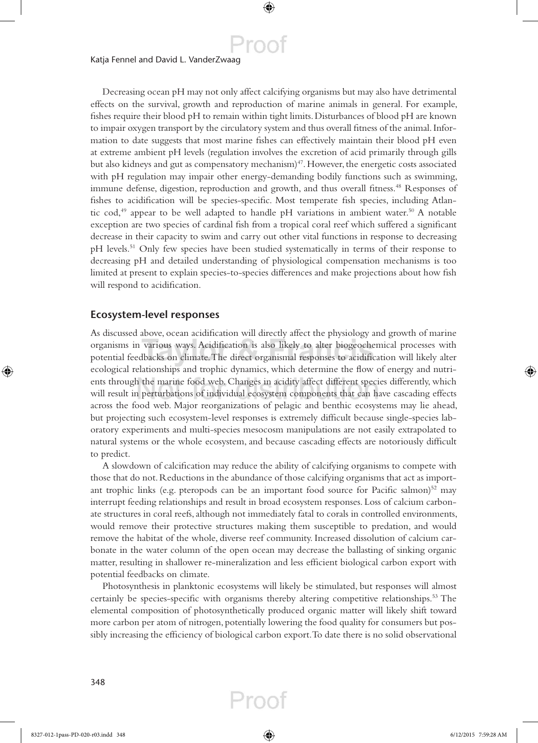Decreasing ocean pH may not only affect calcifying organisms but may also have detrimental effects on the survival, growth and reproduction of marine animals in general. For example, fishes require their blood pH to remain within tight limits. Disturbances of blood pH are known to impair oxygen transport by the circulatory system and thus overall fitness of the animal. Information to date suggests that most marine fishes can effectively maintain their blood pH even at extreme ambient pH levels (regulation involves the excretion of acid primarily through gills but also kidneys and gut as compensatory mechanism)[47]. However, the energetic costs associated with pH regulation may impair other energy-demanding bodily functions such as swimming, immune defense, digestion, reproduction and growth, and thus overall fitness.[48] Responses of fishes to acidification will be species-specific. Most temperate fish species, including Atlantic cod,[49] appear to be well adapted to handle pH variations in ambient water.[50] A notable exception are two species of cardinal fish from a tropical coral reef which suffered a significant decrease in their capacity to swim and carry out other vital functions in response to decreasing pH levels.[51] Only few species have been studied systematically in terms of their response to decreasing pH and detailed understanding of physiological compensation mechanisms is too limited at present to explain species-to-species differences and make projections about how fish will respond to acidification.

## Ecosystem-level responses

As discussed above, ocean acidification will directly affect the physiology and growth of marine organisms in various ways. Acidification is also likely to alter biogeochemical processes with potential feedbacks on climate. The direct organismal responses to acidification will likely alter ecological relationships and trophic dynamics, which determine the flow of energy and nutrients through the marine food web. Changes in acidity affect different species differently, which will result in perturbations of individual ecosystem components that can have cascading effects across the food web. Major reorganizations of pelagic and benthic ecosystems may lie ahead, but projecting such ecosystem-level responses is extremely difficult because single-species laboratory experiments and multi-species mesocosm manipulations are not easily extrapolated to natural systems or the whole ecosystem, and because cascading effects are notoriously difficult to predict.

A slowdown of calcification may reduce the ability of calcifying organisms to compete with those that do not. Reductions in the abundance of those calcifying organisms that act as important trophic links (e.g. pteropods can be an important food source for Pacific salmon)[52] may interrupt feeding relationships and result in broad ecosystem responses. Loss of calcium carbonate structures in coral reefs, although not immediately fatal to corals in controlled environments, would remove their protective structures making them susceptible to predation, and would remove the habitat of the whole, diverse reef community. Increased dissolution of calcium carbonate in the water column of the open ocean may decrease the ballasting of sinking organic matter, resulting in shallower re-mineralization and less efficient biological carbon export with potential feedbacks on climate.

Photosynthesis in planktonic ecosystems will likely be stimulated, but responses will almost certainly be species-specific with organisms thereby altering competitive relationships.[53] The elemental composition of photosynthetically produced organic matter will likely shift toward more carbon per atom of nitrogen, potentially lowering the food quality for consumers but possibly increasing the efficiency of biological carbon export. To date there is no solid observational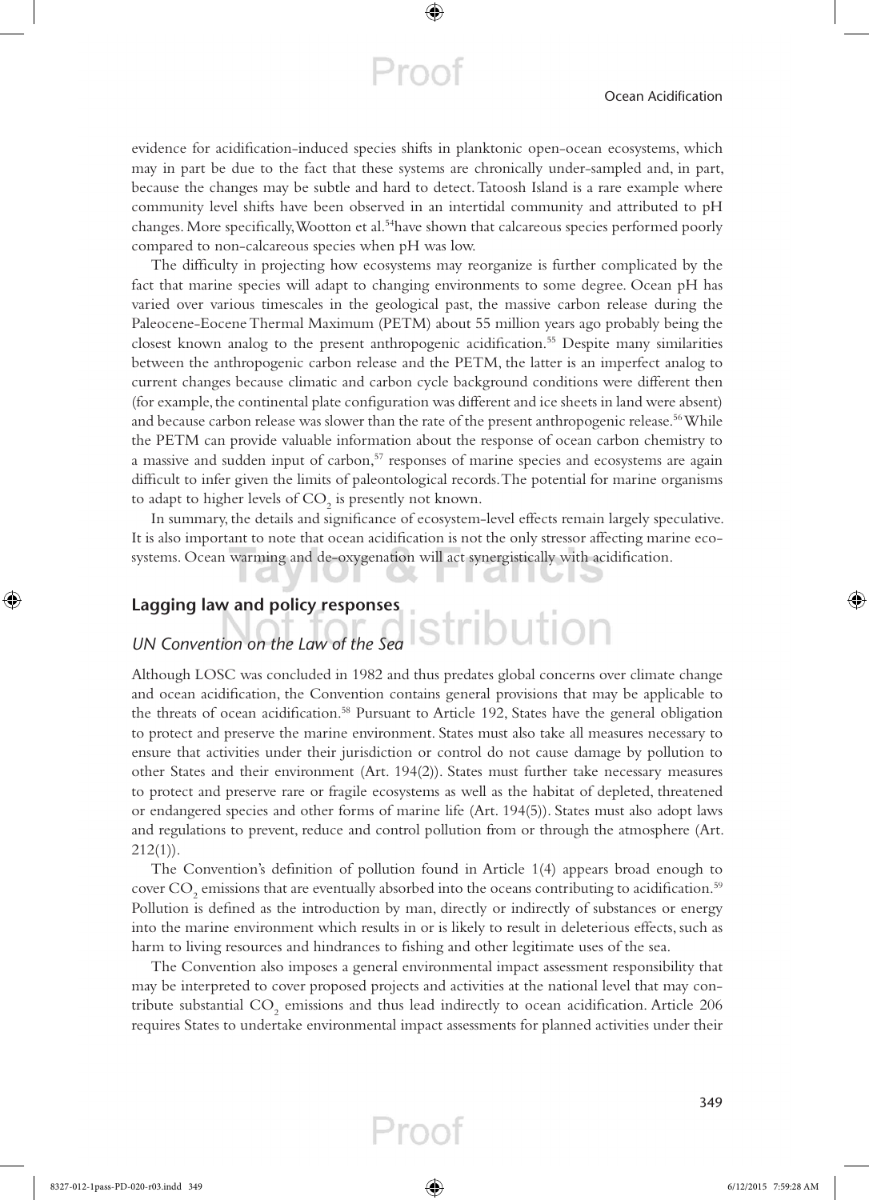evidence for acidification-induced species shifts in planktonic open-ocean ecosystems, which may in part be due to the fact that these systems are chronically under-sampled and, in part, because the changes may be subtle and hard to detect. Tatoosh Island is a rare example where community level shifts have been observed in an intertidal community and attributed to pH changes. More specifically, Wootton et al.[54] have shown that calcareous species performed poorly compared to non-calcareous species when pH was low.

The difficulty in projecting how ecosystems may reorganize is further complicated by the fact that marine species will adapt to changing environments to some degree. Ocean pH has varied over various timescales in the geological past, the massive carbon release during the Paleocene-Eocene Thermal Maximum (PETM) about 55 million years ago probably being the closest known analog to the present anthropogenic acidification.[55] Despite many similarities between the anthropogenic carbon release and the PETM, the latter is an imperfect analog to current changes because climatic and carbon cycle background conditions were different then (for example, the continental plate configuration was different and ice sheets in land were absent) and because carbon release was slower than the rate of the present anthropogenic release.[56] While the PETM can provide valuable information about the response of ocean carbon chemistry to a massive and sudden input of carbon,[57] responses of marine species and ecosystems are again difficult to infer given the limits of paleontological records. The potential for marine organisms to adapt to higher levels of $CO_2$ is presently not known.

In summary, the details and significance of ecosystem-level effects remain largely speculative. It is also important to note that ocean acidification is not the only stressor affecting marine ecosystems. Ocean warming and de-oxygenation will act synergistically with acidification.

## Lagging law and policy responses

### *UN Convention on the Law of the Sea*

Although LOSC was concluded in 1982 and thus predates global concerns over climate change and ocean acidification, the Convention contains general provisions that may be applicable to the threats of ocean acidification.[58] Pursuant to Article 192, States have the general obligation to protect and preserve the marine environment. States must also take all measures necessary to ensure that activities under their jurisdiction or control do not cause damage by pollution to other States and their environment (Art. 194(2)). States must further take necessary measures to protect and preserve rare or fragile ecosystems as well as the habitat of depleted, threatened or endangered species and other forms of marine life (Art. 194(5)). States must also adopt laws and regulations to prevent, reduce and control pollution from or through the atmosphere (Art. 212(1)).

The Convention's definition of pollution found in Article 1(4) appears broad enough to cover $CO_2$ emissions that are eventually absorbed into the oceans contributing to acidification.[59] Pollution is defined as the introduction by man, directly or indirectly of substances or energy into the marine environment which results in or is likely to result in deleterious effects, such as harm to living resources and hindrances to fishing and other legitimate uses of the sea.

The Convention also imposes a general environmental impact assessment responsibility that may be interpreted to cover proposed projects and activities at the national level that may contribute substantial $CO_2$ emissions and thus lead indirectly to ocean acidification. Article 206 requires States to undertake environmental impact assessments for planned activities under their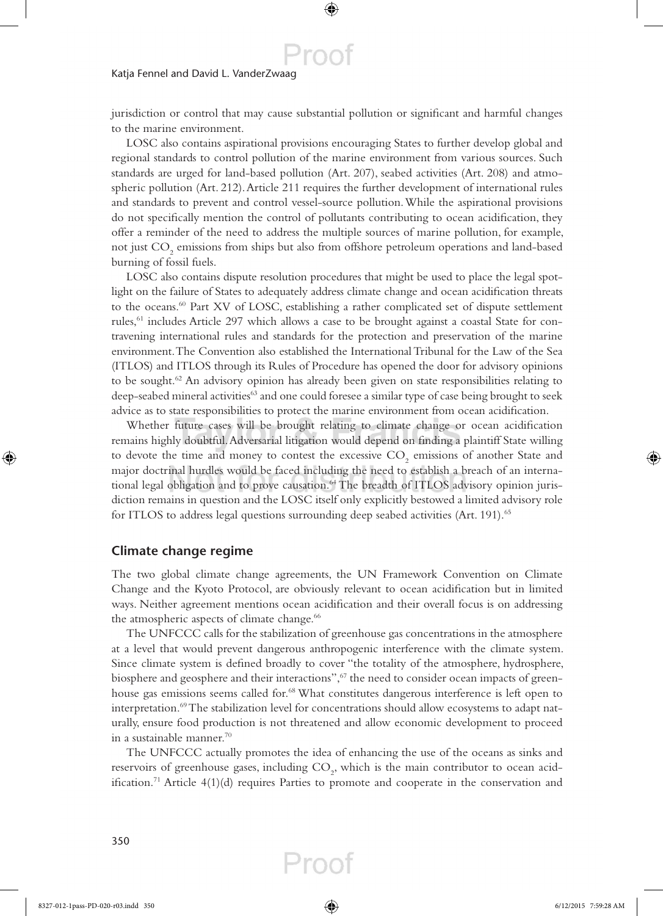jurisdiction or control that may cause substantial pollution or significant and harmful changes to the marine environment.

LOSC also contains aspirational provisions encouraging States to further develop global and regional standards to control pollution of the marine environment from various sources. Such standards are urged for land-based pollution (Art. 207), seabed activities (Art. 208) and atmospheric pollution (Art. 212). Article 211 requires the further development of international rules and standards to prevent and control vessel-source pollution. While the aspirational provisions do not specifically mention the control of pollutants contributing to ocean acidification, they offer a reminder of the need to address the multiple sources of marine pollution, for example, not just $CO_2$ emissions from ships but also from offshore petroleum operations and land-based burning of fossil fuels.

LOSC also contains dispute resolution procedures that might be used to place the legal spotlight on the failure of States to adequately address climate change and ocean acidification threats to the oceans.[60] Part XV of LOSC, establishing a rather complicated set of dispute settlement rules,[61] includes Article 297 which allows a case to be brought against a coastal State for contravening international rules and standards for the protection and preservation of the marine environment. The Convention also established the International Tribunal for the Law of the Sea (ITLOS) and ITLOS through its Rules of Procedure has opened the door for advisory opinions to be sought.[62] An advisory opinion has already been given on state responsibilities relating to deep-seabed mineral activities[63] and one could foresee a similar type of case being brought to seek advice as to state responsibilities to protect the marine environment from ocean acidification.

Whether future cases will be brought relating to climate change or ocean acidification remains highly doubtful. Adversarial litigation would depend on finding a plaintiff State willing to devote the time and money to contest the excessive $CO_2$ emissions of another State and major doctrinal hurdles would be faced including the need to establish a breach of an international legal obligation and to prove causation.[64] The breadth of ITLOS advisory opinion jurisdiction remains in question and the LOSC itself only explicitly bestowed a limited advisory role for ITLOS to address legal questions surrounding deep seabed activities (Art. 191).[65]

## Climate change regime

The two global climate change agreements, the UN Framework Convention on Climate Change and the Kyoto Protocol, are obviously relevant to ocean acidification but in limited ways. Neither agreement mentions ocean acidification and their overall focus is on addressing the atmospheric aspects of climate change.[66]

The UNFCCC calls for the stabilization of greenhouse gas concentrations in the atmosphere at a level that would prevent dangerous anthropogenic interference with the climate system. Since climate system is defined broadly to cover "the totality of the atmosphere, hydrosphere, biosphere and geosphere and their interactions",[67] the need to consider ocean impacts of greenhouse gas emissions seems called for.[68] What constitutes dangerous interference is left open to interpretation.[69] The stabilization level for concentrations should allow ecosystems to adapt naturally, ensure food production is not threatened and allow economic development to proceed in a sustainable manner.[70]

The UNFCCC actually promotes the idea of enhancing the use of the oceans as sinks and reservoirs of greenhouse gases, including $CO_2$, which is the main contributor to ocean acidification.[71] Article 4(1)(d) requires Parties to promote and cooperate in the conservation and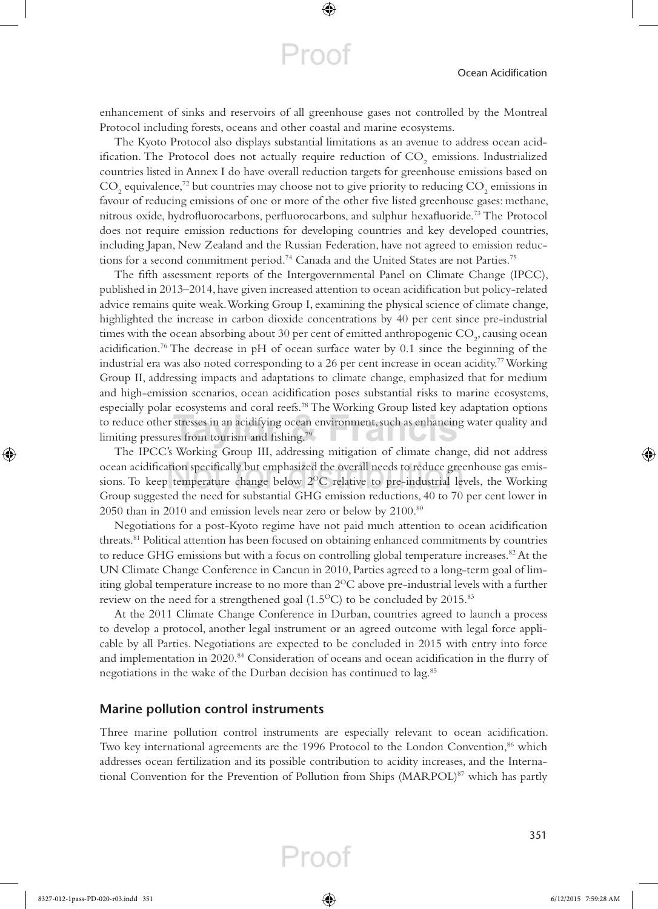enhancement of sinks and reservoirs of all greenhouse gases not controlled by the Montreal Protocol including forests, oceans and other coastal and marine ecosystems.

The Kyoto Protocol also displays substantial limitations as an avenue to address ocean acidification. The Protocol does not actually require reduction of $CO_2$ emissions. Industrialized countries listed in Annex I do have overall reduction targets for greenhouse emissions based on $CO_2$ equivalence,[72] but countries may choose not to give priority to reducing $CO_2$ emissions in favour of reducing emissions of one or more of the other five listed greenhouse gases: methane, nitrous oxide, hydrofluorocarbons, perfluorocarbons, and sulphur hexafluoride.[73] The Protocol does not require emission reductions for developing countries and key developed countries, including Japan, New Zealand and the Russian Federation, have not agreed to emission reductions for a second commitment period.[74] Canada and the United States are not Parties.[75]

The fifth assessment reports of the Intergovernmental Panel on Climate Change (IPCC), published in 2013–2014, have given increased attention to ocean acidification but policy-related advice remains quite weak. Working Group I, examining the physical science of climate change, highlighted the increase in carbon dioxide concentrations by 40 per cent since pre-industrial times with the ocean absorbing about 30 per cent of emitted anthropogenic $CO_2$, causing ocean acidification.[76] The decrease in pH of ocean surface water by 0.1 since the beginning of the industrial era was also noted corresponding to a 26 per cent increase in ocean acidity.[77] Working Group II, addressing impacts and adaptations to climate change, emphasized that for medium and high-emission scenarios, ocean acidification poses substantial risks to marine ecosystems, especially polar ecosystems and coral reefs.[78] The Working Group listed key adaptation options to reduce other stresses in an acidifying ocean environment, such as enhancing water quality and limiting pressures from tourism and fishing.[79]

The IPCC's Working Group III, addressing mitigation of climate change, did not address ocean acidification specifically but emphasized the overall needs to reduce greenhouse gas emissions. To keep temperature change below 2°C relative to pre-industrial levels, the Working Group suggested the need for substantial GHG emission reductions, 40 to 70 per cent lower in 2050 than in 2010 and emission levels near zero or below by 2100.[80]

Negotiations for a post-Kyoto regime have not paid much attention to ocean acidification threats.[81] Political attention has been focused on obtaining enhanced commitments by countries to reduce GHG emissions but with a focus on controlling global temperature increases.[82] At the UN Climate Change Conference in Cancun in 2010, Parties agreed to a long-term goal of limiting global temperature increase to no more than 2°C above pre-industrial levels with a further review on the need for a strengthened goal (1.5°C) to be concluded by 2015.[83]

At the 2011 Climate Change Conference in Durban, countries agreed to launch a process to develop a protocol, another legal instrument or an agreed outcome with legal force applicable by all Parties. Negotiations are expected to be concluded in 2015 with entry into force and implementation in 2020.[84] Consideration of oceans and ocean acidification in the flurry of negotiations in the wake of the Durban decision has continued to lag.[85]

## Marine pollution control instruments

Three marine pollution control instruments are especially relevant to ocean acidification. Two key international agreements are the 1996 Protocol to the London Convention,[86] which addresses ocean fertilization and its possible contribution to acidity increases, and the International Convention for the Prevention of Pollution from Ships (MARPOL)[87] which has partly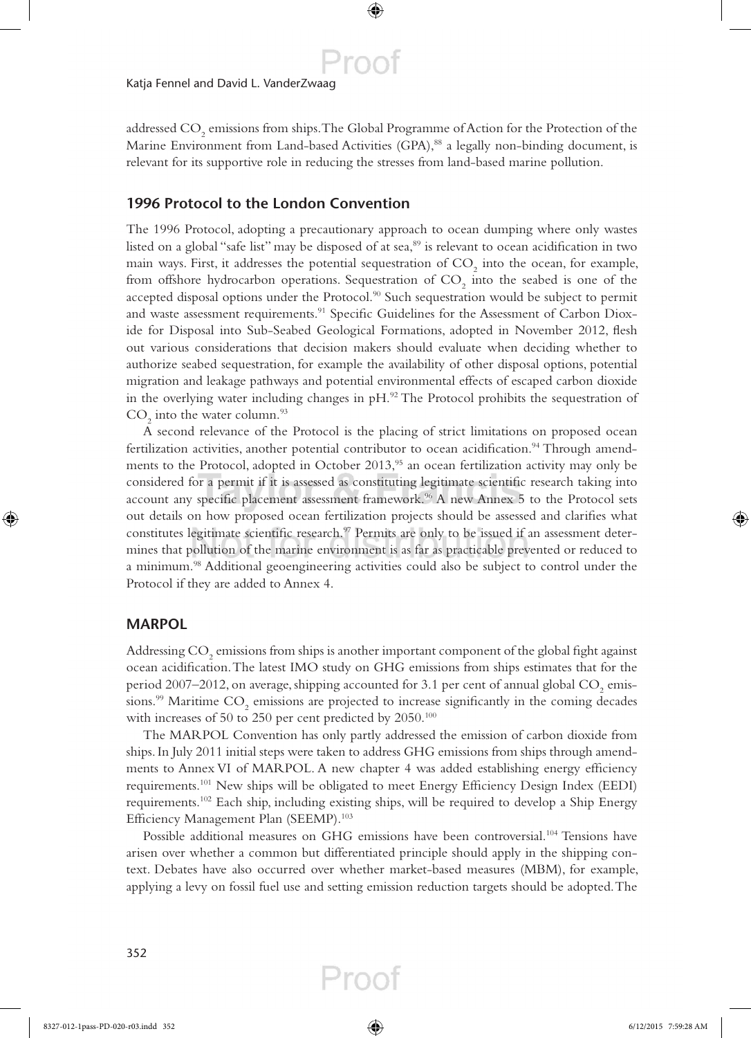addressed $CO_2$ emissions from ships. The Global Programme of Action for the Protection of the Marine Environment from Land-based Activities (GPA),[88] a legally non-binding document, is relevant for its supportive role in reducing the stresses from land-based marine pollution.

## 1996 Protocol to the London Convention

The 1996 Protocol, adopting a precautionary approach to ocean dumping where only wastes listed on a global "safe list" may be disposed of at sea,[89] is relevant to ocean acidification in two main ways. First, it addresses the potential sequestration of $CO_2$ into the ocean, for example, from offshore hydrocarbon operations. Sequestration of $CO_2$ into the seabed is one of the accepted disposal options under the Protocol.[90] Such sequestration would be subject to permit and waste assessment requirements.[91] Specific Guidelines for the Assessment of Carbon Dioxide for Disposal into Sub-Seabed Geological Formations, adopted in November 2012, flesh out various considerations that decision makers should evaluate when deciding whether to authorize seabed sequestration, for example the availability of other disposal options, potential migration and leakage pathways and potential environmental effects of escaped carbon dioxide in the overlying water including changes in pH.[92] The Protocol prohibits the sequestration of $CO_2$ into the water column.[93]

A second relevance of the Protocol is the placing of strict limitations on proposed ocean fertilization activities, another potential contributor to ocean acidification.[94] Through amendments to the Protocol, adopted in October 2013,[95] an ocean fertilization activity may only be considered for a permit if it is assessed as constituting legitimate scientific research taking into account any specific placement assessment framework.[96] A new Annex 5 to the Protocol sets out details on how proposed ocean fertilization projects should be assessed and clarifies what constitutes legitimate scientific research.[97] Permits are only to be issued if an assessment determines that pollution of the marine environment is as far as practicable prevented or reduced to a minimum.[98] Additional geoengineering activities could also be subject to control under the Protocol if they are added to Annex 4.

## MARPOL

Addressing $CO_2$ emissions from ships is another important component of the global fight against ocean acidification. The latest IMO study on GHG emissions from ships estimates that for the period 2007–2012, on average, shipping accounted for 3.1 per cent of annual global $CO_2$ emissions.[99] Maritime $CO_2$ emissions are projected to increase significantly in the coming decades with increases of 50 to 250 per cent predicted by 2050.[100]

The MARPOL Convention has only partly addressed the emission of carbon dioxide from ships. In July 2011 initial steps were taken to address GHG emissions from ships through amendments to Annex VI of MARPOL. A new chapter 4 was added establishing energy efficiency requirements.[101] New ships will be obligated to meet Energy Efficiency Design Index (EEDI) requirements.[102] Each ship, including existing ships, will be required to develop a Ship Energy Efficiency Management Plan (SEEMP).[103]

Possible additional measures on GHG emissions have been controversial.[104] Tensions have arisen over whether a common but differentiated principle should apply in the shipping context. Debates have also occurred over whether market-based measures (MBM), for example, applying a levy on fossil fuel use and setting emission reduction targets should be adopted. The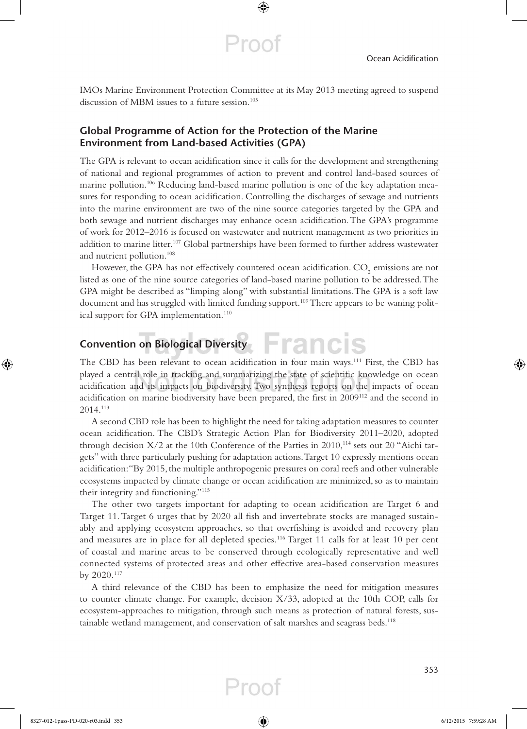IMOs Marine Environment Protection Committee at its May 2013 meeting agreed to suspend discussion of MBM issues to a future session.[105]

## Global Programme of Action for the Protection of the Marine Environment from Land-based Activities (GPA)

The GPA is relevant to ocean acidification since it calls for the development and strengthening of national and regional programmes of action to prevent and control land-based sources of marine pollution.[106] Reducing land-based marine pollution is one of the key adaptation measures for responding to ocean acidification. Controlling the discharges of sewage and nutrients into the marine environment are two of the nine source categories targeted by the GPA and both sewage and nutrient discharges may enhance ocean acidification. The GPA's programme of work for 2012–2016 is focused on wastewater and nutrient management as two priorities in addition to marine litter.[107] Global partnerships have been formed to further address wastewater and nutrient pollution.[108]

However, the GPA has not effectively countered ocean acidification. $CO_2$ emissions are not listed as one of the nine source categories of land-based marine pollution to be addressed. The GPA might be described as "limping along" with substantial limitations. The GPA is a soft law document and has struggled with limited funding support.[109] There appears to be waning political support for GPA implementation.[110]

## Convention on Biological Diversity

The CBD has been relevant to ocean acidification in four main ways.[111] First, the CBD has played a central role in tracking and summarizing the state of scientific knowledge on ocean acidification and its impacts on biodiversity. Two synthesis reports on the impacts of ocean acidification on marine biodiversity have been prepared, the first in 2009[112] and the second in 2014.[113]

A second CBD role has been to highlight the need for taking adaptation measures to counter ocean acidification. The CBD's Strategic Action Plan for Biodiversity 2011–2020, adopted through decision X/2 at the 10th Conference of the Parties in 2010,[114] sets out 20 "Aichi targets" with three particularly pushing for adaptation actions. Target 10 expressly mentions ocean acidification: "By 2015, the multiple anthropogenic pressures on coral reefs and other vulnerable ecosystems impacted by climate change or ocean acidification are minimized, so as to maintain their integrity and functioning."[115]

The other two targets important for adapting to ocean acidification are Target 6 and Target 11. Target 6 urges that by 2020 all fish and invertebrate stocks are managed sustainably and applying ecosystem approaches, so that overfishing is avoided and recovery plan and measures are in place for all depleted species.[116] Target 11 calls for at least 10 per cent of coastal and marine areas to be conserved through ecologically representative and well connected systems of protected areas and other effective area-based conservation measures by 2020.[117]

A third relevance of the CBD has been to emphasize the need for mitigation measures to counter climate change. For example, decision X/33, adopted at the 10th COP, calls for ecosystem-approaches to mitigation, through such means as protection of natural forests, sustainable wetland management, and conservation of salt marshes and seagrass beds.[118]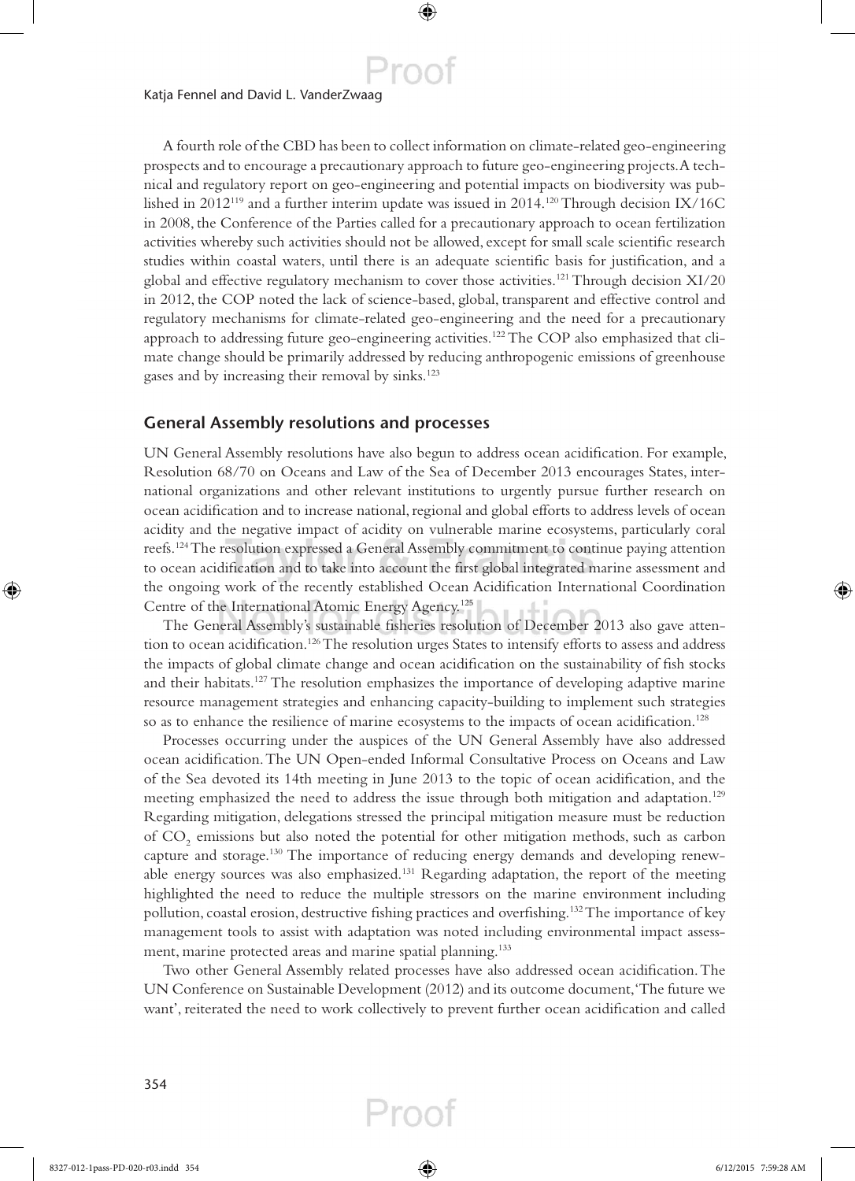A fourth role of the CBD has been to collect information on climate-related geo-engineering prospects and to encourage a precautionary approach to future geo-engineering projects. A technical and regulatory report on geo-engineering and potential impacts on biodiversity was published in 2012[119] and a further interim update was issued in 2014.[120] Through decision IX/16C in 2008, the Conference of the Parties called for a precautionary approach to ocean fertilization activities whereby such activities should not be allowed, except for small scale scientific research studies within coastal waters, until there is an adequate scientific basis for justification, and a global and effective regulatory mechanism to cover those activities.[121] Through decision XI/20 in 2012, the COP noted the lack of science-based, global, transparent and effective control and regulatory mechanisms for climate-related geo-engineering and the need for a precautionary approach to addressing future geo-engineering activities.[122] The COP also emphasized that climate change should be primarily addressed by reducing anthropogenic emissions of greenhouse gases and by increasing their removal by sinks.[123]

## General Assembly resolutions and processes

UN General Assembly resolutions have also begun to address ocean acidification. For example, Resolution 68/70 on Oceans and Law of the Sea of December 2013 encourages States, international organizations and other relevant institutions to urgently pursue further research on ocean acidification and to increase national, regional and global efforts to address levels of ocean acidity and the negative impact of acidity on vulnerable marine ecosystems, particularly coral reefs.[124] The resolution expressed a General Assembly commitment to continue paying attention to ocean acidification and to take into account the first global integrated marine assessment and the ongoing work of the recently established Ocean Acidification International Coordination Centre of the International Atomic Energy Agency.[125]

The General Assembly's sustainable fisheries resolution of December 2013 also gave attention to ocean acidification.[126] The resolution urges States to intensify efforts to assess and address the impacts of global climate change and ocean acidification on the sustainability of fish stocks and their habitats.[127] The resolution emphasizes the importance of developing adaptive marine resource management strategies and enhancing capacity-building to implement such strategies so as to enhance the resilience of marine ecosystems to the impacts of ocean acidification.[128]

Processes occurring under the auspices of the UN General Assembly have also addressed ocean acidification. The UN Open-ended Informal Consultative Process on Oceans and Law of the Sea devoted its 14th meeting in June 2013 to the topic of ocean acidification, and the meeting emphasized the need to address the issue through both mitigation and adaptation.[129] Regarding mitigation, delegations stressed the principal mitigation measure must be reduction of $CO_2$ emissions but also noted the potential for other mitigation methods, such as carbon capture and storage.[130] The importance of reducing energy demands and developing renewable energy sources was also emphasized.[131] Regarding adaptation, the report of the meeting highlighted the need to reduce the multiple stressors on the marine environment including pollution, coastal erosion, destructive fishing practices and overfishing.[132] The importance of key management tools to assist with adaptation was noted including environmental impact assessment, marine protected areas and marine spatial planning.[133]

Two other General Assembly related processes have also addressed ocean acidification. The UN Conference on Sustainable Development (2012) and its outcome document, 'The future we want', reiterated the need to work collectively to prevent further ocean acidification and called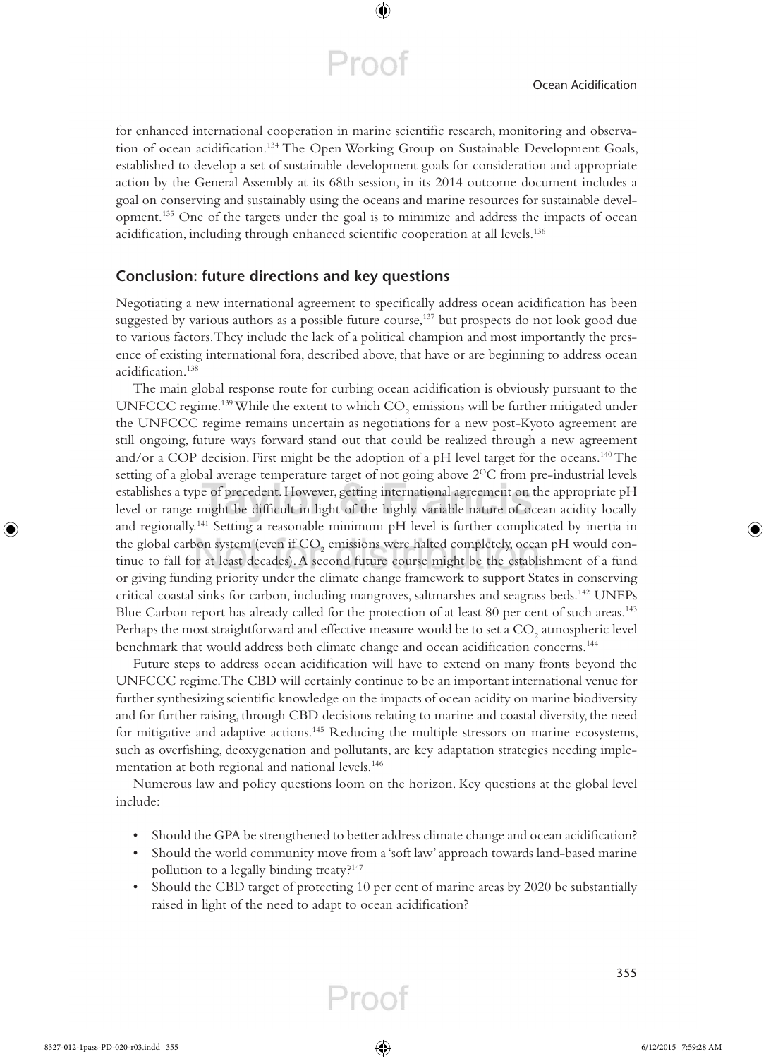for enhanced international cooperation in marine scientific research, monitoring and observation of ocean acidification.[134] The Open Working Group on Sustainable Development Goals, established to develop a set of sustainable development goals for consideration and appropriate action by the General Assembly at its 68th session, in its 2014 outcome document includes a goal on conserving and sustainably using the oceans and marine resources for sustainable development.[135] One of the targets under the goal is to minimize and address the impacts of ocean acidification, including through enhanced scientific cooperation at all levels.[136]

## Conclusion: future directions and key questions

Negotiating a new international agreement to specifically address ocean acidification has been suggested by various authors as a possible future course,[137] but prospects do not look good due to various factors. They include the lack of a political champion and most importantly the presence of existing international fora, described above, that have or are beginning to address ocean acidification.[138]

The main global response route for curbing ocean acidification is obviously pursuant to the UNFCCC regime.[139] While the extent to which $CO_2$ emissions will be further mitigated under the UNFCCC regime remains uncertain as negotiations for a new post-Kyoto agreement are still ongoing, future ways forward stand out that could be realized through a new agreement and/or a COP decision. First might be the adoption of a pH level target for the oceans.[140] The setting of a global average temperature target of not going above 2°C from pre-industrial levels establishes a type of precedent. However, getting international agreement on the appropriate pH level or range might be difficult in light of the highly variable nature of ocean acidity locally and regionally.[141] Setting a reasonable minimum pH level is further complicated by inertia in the global carbon system (even if $CO_2$ emissions were halted completely, ocean pH would continue to fall for at least decades). A second future course might be the establishment of a fund or giving funding priority under the climate change framework to support States in conserving critical coastal sinks for carbon, including mangroves, saltmarshes and seagrass beds.[142] UNEPs Blue Carbon report has already called for the protection of at least 80 per cent of such areas.[143] Perhaps the most straightforward and effective measure would be to set a $CO_2$ atmospheric level benchmark that would address both climate change and ocean acidification concerns.[144]

Future steps to address ocean acidification will have to extend on many fronts beyond the UNFCCC regime. The CBD will certainly continue to be an important international venue for further synthesizing scientific knowledge on the impacts of ocean acidity on marine biodiversity and for further raising, through CBD decisions relating to marine and coastal diversity, the need for mitigative and adaptive actions.[145] Reducing the multiple stressors on marine ecosystems, such as overfishing, deoxygenation and pollutants, are key adaptation strategies needing implementation at both regional and national levels.[146]

Numerous law and policy questions loom on the horizon. Key questions at the global level include:

- Should the GPA be strengthened to better address climate change and ocean acidification?
- Should the world community move from a 'soft law' approach towards land-based marine pollution to a legally binding treaty?[147]
- Should the CBD target of protecting 10 per cent of marine areas by 2020 be substantially raised in light of the need to adapt to ocean acidification?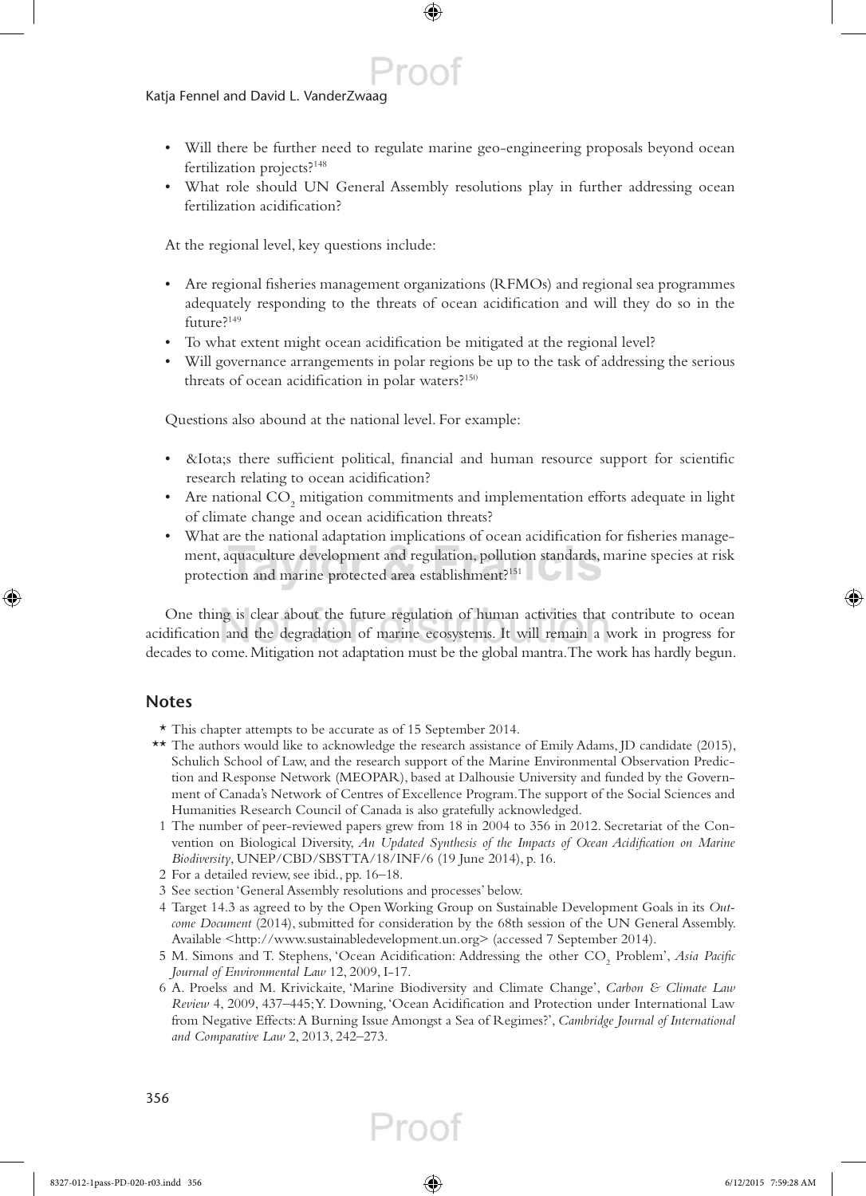- Will there be further need to regulate marine geo-engineering proposals beyond ocean fertilization projects?[148]
- What role should UN General Assembly resolutions play in further addressing ocean fertilization acidification?

At the regional level, key questions include:

- Are regional fisheries management organizations (RFMOs) and regional sea programmes adequately responding to the threats of ocean acidification and will they do so in the future?[149]
- To what extent might ocean acidification be mitigated at the regional level?
- Will governance arrangements in polar regions be up to the task of addressing the serious threats of ocean acidification in polar waters?[150]

Questions also abound at the national level. For example:

- &Iota;s there sufficient political, financial and human resource support for scientific research relating to ocean acidification?
- Are national $CO_2$ mitigation commitments and implementation efforts adequate in light of climate change and ocean acidification threats?
- What are the national adaptation implications of ocean acidification for fisheries management, aquaculture development and regulation, pollution standards, marine species at risk protection and marine protected area establishment?[151]

One thing is clear about the future regulation of human activities that contribute to ocean acidification and the degradation of marine ecosystems. It will remain a work in progress for decades to come. Mitigation not adaptation must be the global mantra. The work has hardly begun.

## Notes

\* This chapter attempts to be accurate as of 15 September 2014.

\*\* The authors would like to acknowledge the research assistance of Emily Adams, JD candidate (2015), Schulich School of Law, and the research support of the Marine Environmental Observation Prediction and Response Network (MEOPAR), based at Dalhousie University and funded by the Government of Canada's Network of Centres of Excellence Program. The support of the Social Sciences and Humanities Research Council of Canada is also gratefully acknowledged.

1 The number of peer-reviewed papers grew from 18 in 2004 to 356 in 2012. Secretariat of the Convention on Biological Diversity, *An Updated Synthesis of the Impacts of Ocean Acidification on Marine Biodiversity*, UNEP/CBD/SBSTTA/18/INF/6 (19 June 2014), p. 16.

2 For a detailed review, see ibid., pp. 16–18.

3 See section 'General Assembly resolutions and processes' below.

4 Target 14.3 as agreed to by the Open Working Group on Sustainable Development Goals in its *Outcome Document* (2014), submitted for consideration by the 68th session of the UN General Assembly. Available <http://www.sustainabledevelopment.un.org> (accessed 7 September 2014).

5 M. Simons and T. Stephens, 'Ocean Acidification: Addressing the other $CO_2$ Problem', *Asia Pacific Journal of Environmental Law* 12, 2009, I-17.

6 A. Proelss and M. Krivickaite, 'Marine Biodiversity and Climate Change', *Carbon & Climate Law Review* 4, 2009, 437–445; Y. Downing, 'Ocean Acidification and Protection under International Law from Negative Effects: A Burning Issue Amongst a Sea of Regimes?', *Cambridge Journal of International and Comparative Law* 2, 2013, 242–273.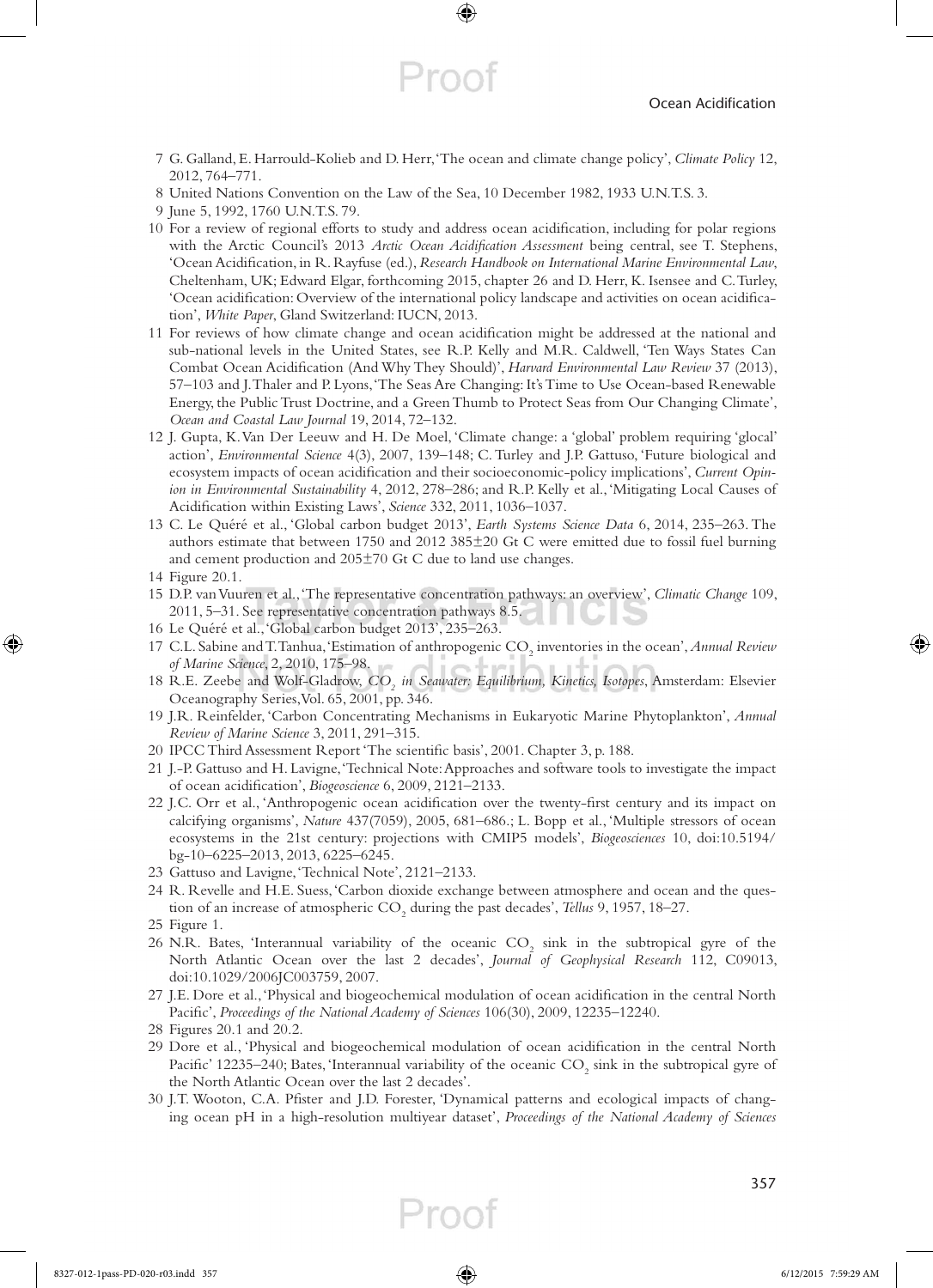7 G. Galland, E. Harrould-Kolieb and D. Herr, 'The ocean and climate change policy', *Climate Policy* 12, 2012, 764–771.

8 United Nations Convention on the Law of the Sea, 10 December 1982, 1933 U.N.T.S. 3.

9 June 5, 1992, 1760 U.N.T.S. 79.

10 For a review of regional efforts to study and address ocean acidification, including for polar regions with the Arctic Council's 2013 *Arctic Ocean Acidification Assessment* being central, see T. Stephens, 'Ocean Acidification, in R. Rayfuse (ed.), *Research Handbook on International Marine Environmental Law*, Cheltenham, UK; Edward Elgar, forthcoming 2015, chapter 26 and D. Herr, K. Isensee and C. Turley, 'Ocean acidification: Overview of the international policy landscape and activities on ocean acidification', *White Paper*, Gland Switzerland: IUCN, 2013.

11 For reviews of how climate change and ocean acidification might be addressed at the national and sub-national levels in the United States, see R.P. Kelly and M.R. Caldwell, 'Ten Ways States Can Combat Ocean Acidification (And Why They Should)', *Harvard Environmental Law Review* 37 (2013), 57–103 and J. Thaler and P. Lyons, 'The Seas Are Changing: It's Time to Use Ocean-based Renewable Energy, the Public Trust Doctrine, and a Green Thumb to Protect Seas from Our Changing Climate', *Ocean and Coastal Law Journal* 19, 2014, 72–132.

12 J. Gupta, K. Van Der Leeuw and H. De Moel, 'Climate change: a 'global' problem requiring 'glocal' action', *Environmental Science* 4(3), 2007, 139–148; C. Turley and J.P. Gattuso, 'Future biological and ecosystem impacts of ocean acidification and their socioeconomic-policy implications', *Current Opinion in Environmental Sustainability* 4, 2012, 278–286; and R.P. Kelly et al., 'Mitigating Local Causes of Acidification within Existing Laws', *Science* 332, 2011, 1036–1037.

13 C. Le Quéré et al., 'Global carbon budget 2013', *Earth Systems Science Data* 6, 2014, 235–263. The authors estimate that between 1750 and 2012 385±20 Gt C were emitted due to fossil fuel burning and cement production and 205±70 Gt C due to land use changes.

14 Figure 20.1.

15 D.P. van Vuuren et al., 'The representative concentration pathways: an overview', *Climatic Change* 109, 2011, 5–31. See representative concentration pathways 8.5.

16 Le Quéré et al., 'Global carbon budget 2013', 235–263.

17 C.L. Sabine and T. Tanhua, 'Estimation of anthropogenic $CO_2$ inventories in the ocean', *Annual Review of Marine Science*, 2, 2010, 175–98.

18 R.E. Zeebe and Wolf-Gladrow, *$CO_2$ in Seawater: Equilibrium, Kinetics, Isotopes*, Amsterdam: Elsevier Oceanography Series, Vol. 65, 2001, pp. 346.

19 J.R. Reinfelder, 'Carbon Concentrating Mechanisms in Eukaryotic Marine Phytoplankton', *Annual Review of Marine Science* 3, 2011, 291–315.

20 IPCC Third Assessment Report 'The scientific basis', 2001. Chapter 3, p. 188.

21 J.-P. Gattuso and H. Lavigne, 'Technical Note: Approaches and software tools to investigate the impact of ocean acidification', *Biogeoscience* 6, 2009, 2121–2133.

22 J.C. Orr et al., 'Anthropogenic ocean acidification over the twenty-first century and its impact on calcifying organisms', *Nature* 437(7059), 2005, 681–686.; L. Bopp et al., 'Multiple stressors of ocean ecosystems in the 21st century: projections with CMIP5 models', *Biogeosciences* 10, doi:10.5194/bg-10-6225-2013, 2013, 6225–6245.

23 Gattuso and Lavigne, 'Technical Note', 2121–2133.

24 R. Revelle and H.E. Suess, 'Carbon dioxide exchange between atmosphere and ocean and the question of an increase of atmospheric $CO_2$ during the past decades', *Tellus* 9, 1957, 18–27.

25 Figure 1.

26 N.R. Bates, 'Interannual variability of the oceanic $CO_2$ sink in the subtropical gyre of the North Atlantic Ocean over the last 2 decades', *Journal of Geophysical Research* 112, C09013, doi:10.1029/2006JC003759, 2007.

27 J.E. Dore et al., 'Physical and biogeochemical modulation of ocean acidification in the central North Pacific', *Proceedings of the National Academy of Sciences* 106(30), 2009, 12235–12240.

28 Figures 20.1 and 20.2.

29 Dore et al., 'Physical and biogeochemical modulation of ocean acidification in the central North Pacific' 12235–240; Bates, 'Interannual variability of the oceanic $CO_2$ sink in the subtropical gyre of the North Atlantic Ocean over the last 2 decades'.

30 J.T. Wooton, C.A. Pfister and J.D. Forester, 'Dynamical patterns and ecological impacts of changing ocean pH in a high-resolution multiyear dataset', *Proceedings of the National Academy of Sciences*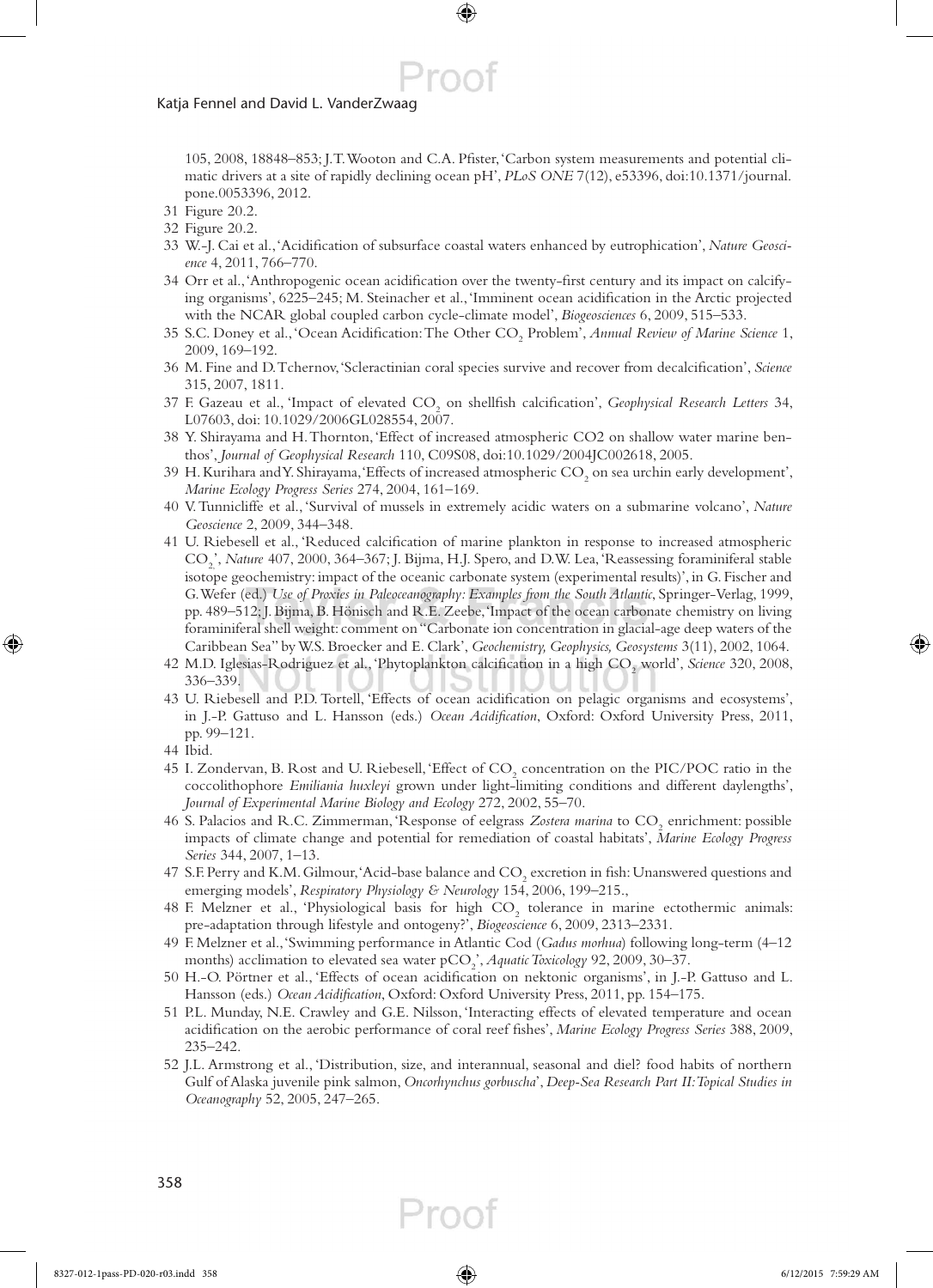105, 2008, 18848–853; J.T. Wooton and C.A. Pfister, 'Carbon system measurements and potential climatic drivers at a site of rapidly declining ocean pH', *PLoS ONE* 7(12), e53396, doi:10.1371/journal.pone.0053396, 2012.

31 Figure 20.2.

32 Figure 20.2.

33 W.-J. Cai et al., 'Acidification of subsurface coastal waters enhanced by eutrophication', *Nature Geoscience* 4, 2011, 766–770.

34 Orr et al., 'Anthropogenic ocean acidification over the twenty-first century and its impact on calcifying organisms', 6225–245; M. Steinacher et al., 'Imminent ocean acidification in the Arctic projected with the NCAR global coupled carbon cycle-climate model', *Biogeosciences* 6, 2009, 515–533.

35 S.C. Doney et al., 'Ocean Acidification: The Other $CO_2$ Problem', *Annual Review of Marine Science* 1, 2009, 169–192.

36 M. Fine and D. Tchernov, 'Scleractinian coral species survive and recover from decalcification', *Science* 315, 2007, 1811.

37 F. Gazeau et al., 'Impact of elevated $CO_2$ on shellfish calcification', *Geophysical Research Letters* 34, L07603, doi: 10.1029/2006GL028554, 2007.

38 Y. Shirayama and H. Thornton, 'Effect of increased atmospheric CO2 on shallow water marine benthos', *Journal of Geophysical Research* 110, C09S08, doi:10.1029/2004JC002618, 2005.

39 H. Kurihara and Y. Shirayama, 'Effects of increased atmospheric $CO_2$ on sea urchin early development', *Marine Ecology Progress Series* 274, 2004, 161–169.

40 V. Tunnicliffe et al., 'Survival of mussels in extremely acidic waters on a submarine volcano', *Nature Geoscience* 2, 2009, 344–348.

41 U. Riebesell et al., 'Reduced calcification of marine plankton in response to increased atmospheric $CO_2$', *Nature* 407, 2000, 364–367; J. Bijma, H.J. Spero, and D.W. Lea, 'Reassessing foraminiferal stable isotope geochemistry: impact of the oceanic carbonate system (experimental results)', in G. Fischer and G. Wefer (ed.) *Use of Proxies in Paleoceanography: Examples from the South Atlantic*, Springer-Verlag, 1999, pp. 489–512; J. Bijma, B. Hönisch and R.E. Zeebe, 'Impact of the ocean carbonate chemistry on living foraminiferal shell weight: comment on "Carbonate ion concentration in glacial-age deep waters of the Caribbean Sea" by W.S. Broecker and E. Clark', *Geochemistry, Geophysics, Geosystems* 3(11), 2002, 1064.

42 M.D. Iglesias-Rodriguez et al., 'Phytoplankton calcification in a high $CO_2$ world', *Science* 320, 2008, 336–339.

43 U. Riebesell and P.D. Tortell, 'Effects of ocean acidification on pelagic organisms and ecosystems', in J.-P. Gattuso and L. Hansson (eds.) *Ocean Acidification*, Oxford: Oxford University Press, 2011, pp. 99–121.

44 Ibid.

45 I. Zondervan, B. Rost and U. Riebesell, 'Effect of $CO_2$ concentration on the PIC/POC ratio in the coccolithophore *Emiliania huxleyi* grown under light-limiting conditions and different daylengths', *Journal of Experimental Marine Biology and Ecology* 272, 2002, 55–70.

46 S. Palacios and R.C. Zimmerman, 'Response of eelgrass *Zostera marina* to $CO_2$ enrichment: possible impacts of climate change and potential for remediation of coastal habitats', *Marine Ecology Progress Series* 344, 2007, 1–13.

47 S.F. Perry and K.M. Gilmour, 'Acid-base balance and $CO_2$ excretion in fish: Unanswered questions and emerging models', *Respiratory Physiology & Neurology* 154, 2006, 199–215.,

48 F. Melzner et al., 'Physiological basis for high $CO_2$ tolerance in marine ectothermic animals: pre-adaptation through lifestyle and ontogeny?', *Biogeoscience* 6, 2009, 2313–2331.

49 F. Melzner et al., 'Swimming performance in Atlantic Cod (*Gadus morhua*) following long-term (4–12 months) acclimation to elevated sea water $pCO_2$', *Aquatic Toxicology* 92, 2009, 30–37.

50 H.-O. Pörtner et al., 'Effects of ocean acidification on nektonic organisms', in J.-P. Gattuso and L. Hansson (eds.) *Ocean Acidification*, Oxford: Oxford University Press, 2011, pp. 154–175.

51 P.L. Munday, N.E. Crawley and G.E. Nilsson, 'Interacting effects of elevated temperature and ocean acidification on the aerobic performance of coral reef fishes', *Marine Ecology Progress Series* 388, 2009, 235–242.

52 J.L. Armstrong et al., 'Distribution, size, and interannual, seasonal and diel? food habits of northern Gulf of Alaska juvenile pink salmon, *Oncorhynchus gorbuscha*', *Deep-Sea Research Part II: Topical Studies in Oceanography* 52, 2005, 247–265.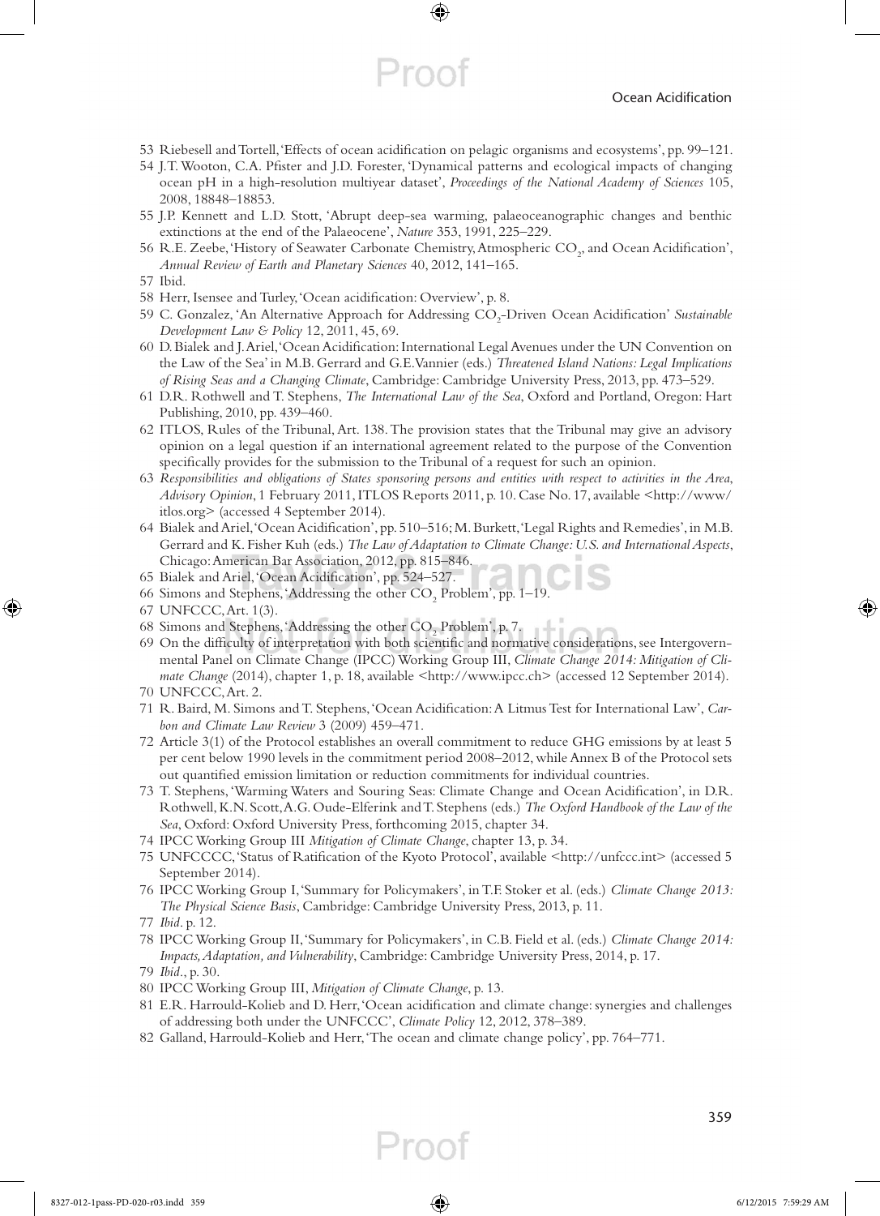53 Riebesell and Tortell, 'Effects of ocean acidification on pelagic organisms and ecosystems', pp. 99–121.

54 J.T. Wooton, C.A. Pfister and J.D. Forester, 'Dynamical patterns and ecological impacts of changing ocean pH in a high-resolution multiyear dataset', *Proceedings of the National Academy of Sciences* 105, 2008, 18848–18853.

55 J.P. Kennett and L.D. Stott, 'Abrupt deep-sea warming, palaeoceanographic changes and benthic extinctions at the end of the Palaeocene', *Nature* 353, 1991, 225–229.

56 R.E. Zeebe, 'History of Seawater Carbonate Chemistry, Atmospheric $CO_2$, and Ocean Acidification', *Annual Review of Earth and Planetary Sciences* 40, 2012, 141–165.

57 Ibid.

58 Herr, Isensee and Turley, 'Ocean acidification: Overview', p. 8.

59 C. Gonzalez, 'An Alternative Approach for Addressing $CO_2$-Driven Ocean Acidification' *Sustainable Development Law & Policy* 12, 2011, 45, 69.

60 D. Bialek and J. Ariel, 'Ocean Acidification: International Legal Avenues under the UN Convention on the Law of the Sea' in M.B. Gerrard and G.E. Vannier (eds.) *Threatened Island Nations: Legal Implications of Rising Seas and a Changing Climate*, Cambridge: Cambridge University Press, 2013, pp. 473–529.

61 D.R. Rothwell and T. Stephens, *The International Law of the Sea*, Oxford and Portland, Oregon: Hart Publishing, 2010, pp. 439–460.

62 ITLOS, Rules of the Tribunal, Art. 138. The provision states that the Tribunal may give an advisory opinion on a legal question if an international agreement related to the purpose of the Convention specifically provides for the submission to the Tribunal of a request for such an opinion.

63 *Responsibilities and obligations of States sponsoring persons and entities with respect to activities in the Area, Advisory Opinion*, 1 February 2011, ITLOS Reports 2011, p. 10. Case No. 17, available <http://www/itlos.org> (accessed 4 September 2014).

64 Bialek and Ariel, 'Ocean Acidification', pp. 510–516; M. Burkett, 'Legal Rights and Remedies', in M.B. Gerrard and K. Fisher Kuh (eds.) *The Law of Adaptation to Climate Change: U.S. and International Aspects*, Chicago: American Bar Association, 2012, pp. 815–846.

65 Bialek and Ariel, 'Ocean Acidification', pp. 524–527.

66 Simons and Stephens, 'Addressing the other $CO_2$ Problem', pp. 1–19.

67 UNFCCC, Art. 1(3).

68 Simons and Stephens, 'Addressing the other $CO_2$ Problem', p. 7.

69 On the difficulty of interpretation with both scientific and normative considerations, see Intergovernmental Panel on Climate Change (IPCC) Working Group III, *Climate Change 2014: Mitigation of Climate Change* (2014), chapter 1, p. 18, available <http://www.ipcc.ch> (accessed 12 September 2014).

70 UNFCCC, Art. 2.

71 R. Baird, M. Simons and T. Stephens, 'Ocean Acidification: A Litmus Test for International Law', *Carbon and Climate Law Review* 3 (2009) 459–471.

72 Article 3(1) of the Protocol establishes an overall commitment to reduce GHG emissions by at least 5 per cent below 1990 levels in the commitment period 2008–2012, while Annex B of the Protocol sets out quantified emission limitation or reduction commitments for individual countries.

73 T. Stephens, 'Warming Waters and Souring Seas: Climate Change and Ocean Acidification', in D.R. Rothwell, K.N. Scott, A.G. Oude-Elferink and T. Stephens (eds.) *The Oxford Handbook of the Law of the Sea*, Oxford: Oxford University Press, forthcoming 2015, chapter 34.

74 IPCC Working Group III *Mitigation of Climate Change*, chapter 13, p. 34.

75 UNFCCCC, 'Status of Ratification of the Kyoto Protocol', available <http://unfccc.int> (accessed 5 September 2014).

76 IPCC Working Group I, 'Summary for Policymakers', in T.F. Stoker et al. (eds.) *Climate Change 2013: The Physical Science Basis*, Cambridge: Cambridge University Press, 2013, p. 11.

77 *Ibid*. p. 12.

78 IPCC Working Group II, 'Summary for Policymakers', in C.B. Field et al. (eds.) *Climate Change 2014: Impacts, Adaptation, and Vulnerability*, Cambridge: Cambridge University Press, 2014, p. 17.

79 *Ibid*., p. 30.

80 IPCC Working Group III, *Mitigation of Climate Change*, p. 13.

81 E.R. Harrould-Kolieb and D. Herr, 'Ocean acidification and climate change: synergies and challenges of addressing both under the UNFCCC', *Climate Policy* 12, 2012, 378–389.

82 Galland, Harrould-Kolieb and Herr, 'The ocean and climate change policy', pp. 764–771.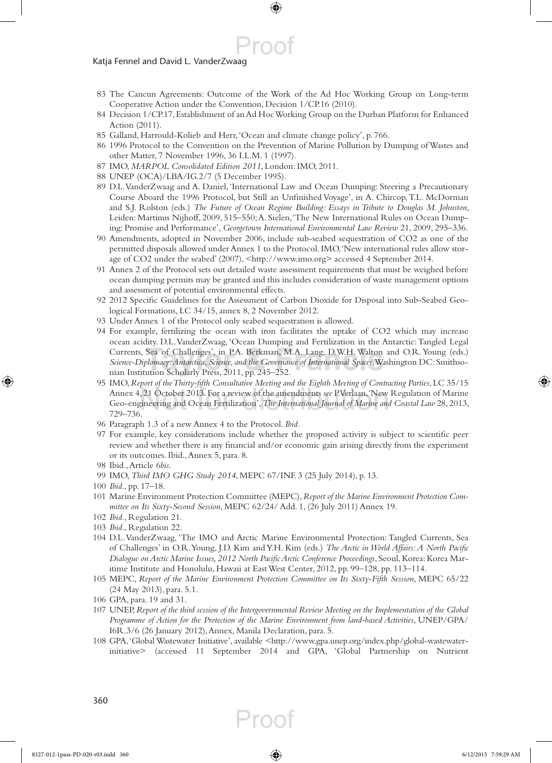83 The Cancun Agreements: Outcome of the Work of the Ad Hoc Working Group on Long-term Cooperative Action under the Convention, Decision 1/CP.16 (2010).

84 Decision 1/CP.17, Establishment of an Ad Hoc Working Group on the Durban Platform for Enhanced Action (2011).

85 Galland, Harrould-Kolieb and Herr, 'Ocean and climate change policy', p. 766.

86 1996 Protocol to the Convention on the Prevention of Marine Pollution by Dumping of Wastes and other Matter, 7 November 1996, 36 I.L.M. 1 (1997).

87 IMO, *MARPOL Consolidated Edition 2011*, London: IMO, 2011.

88 UNEP (OCA)/LBA/IG.2/7 (5 December 1995).

89 D.L. VanderZwaag and A. Daniel, 'International Law and Ocean Dumping: Steering a Precautionary Course Aboard the 1996 Protocol, but Still an Unfinished Voyage', in A. Chircop, T.L. McDorman and S.J. Rolston (eds.) *The Future of Ocean Regime Building: Essays in Tribute to Douglas M. Johnston*, Leiden: Martinus Nijhoff, 2009, 515–550; A. Sielen, 'The New International Rules on Ocean Dumping: Promise and Performance', *Georgetown International Environmental Law Review* 21, 2009, 295–336.

90 Amendments, adopted in November 2006, include sub-seabed sequestration of CO2 as one of the permitted disposals allowed under Annex 1 to the Protocol. IMO, 'New international rules allow storage of CO2 under the seabed' (2007), <http://www.imo.org> accessed 4 September 2014.

91 Annex 2 of the Protocol sets out detailed waste assessment requirements that must be weighed before ocean dumping permits may be granted and this includes consideration of waste management options and assessment of potential environmental effects.

92 2012 Specific Guidelines for the Assessment of Carbon Dioxide for Disposal into Sub-Seabed Geological Formations, LC 34/15, annex 8, 2 November 2012.

93 Under Annex 1 of the Protocol only seabed sequestration is allowed.

94 For example, fertilizing the ocean with iron facilitates the uptake of CO2 which may increase ocean acidity. D.L. VanderZwaag, 'Ocean Dumping and Fertilization in the Antarctic: Tangled Legal Currents, Sea of Challenges', in P.A. Berkman, M.A. Lang, D.W.H. Walton and O.R. Young (eds.) *Science-Diplomacy: Antarctica, Science, and the Governance of International Spaces*, Washington DC: Smithsonian Institution Scholarly Press, 2011, pp. 245–252.

95 IMO, *Report of the Thirty-fifth Consultative Meeting and the Eighth Meeting of Contracting Parties*, LC 35/15 Annex 4, 21 October 2013. For a review of the amendments *see* P. Verlaan, 'New Regulation of Marine Geo-engineering and Ocean Fertilization', *The International Journal of Marine and Coastal Law* 28, 2013, 729–736.

96 Paragraph 1.3 of a new Annex 4 to the Protocol. *Ibid*.

97 For example, key considerations include whether the proposed activity is subject to scientific peer review and whether there is any financial and/or economic gain arising directly from the experiment or its outcomes. Ibid., Annex 5, para. 8.

98 Ibid., Article 6*bis*.

99 IMO, *Third IMO GHG Study 2014*, MEPC 67/INF. 3 (25 July 2014), p. 13.

100 *Ibid*., pp. 17–18.

101 Marine Environment Protection Committee (MEPC), *Report of the Marine Environment Protection Committee on Its Sixty-Second Session*, MEPC 62/24/ Add. 1, (26 July 2011) Annex 19.

102 *Ibid*., Regulation 21.

103 *Ibid*., Regulation 22.

104 D.L. VanderZwaag, 'The IMO and Arctic Marine Environmental Protection: Tangled Currents, Sea of Challenges' in O.R. Young, J.D. Kim and Y.H. Kim (eds.) *The Arctic in World Affairs: A North Pacific Dialogue on Arctic Marine Issues, 2012 North Pacific Arctic Conference Proceedings*, Seoul, Korea: Korea Maritime Institute and Honolulu, Hawaii at East West Center, 2012, pp. 99–128, pp. 113–114.

105 MEPC, *Report of the Marine Environment Protection Committee on Its Sixty-Fifth Session*, MEPC 65/22 (24 May 2013), para. 5.1.

106 GPA, para. 19 and 31.

107 UNEP, *Report of the third session of the Intergovernmental Review Meeting on the Implementation of the Global Programme of Action for the Protection of the Marine Environment from land-based Activities*, UNEP/GPA/I6R.3/6 (26 January 2012), Annex, Manila Declaration, para. 5.

108 GPA, 'Global Wastewater Initiative', available <http://www.gpa.unep.org/index.php/global-wastewater-initiative> (accessed 11 September 2014 and GPA, 'Global Partnership on Nutrient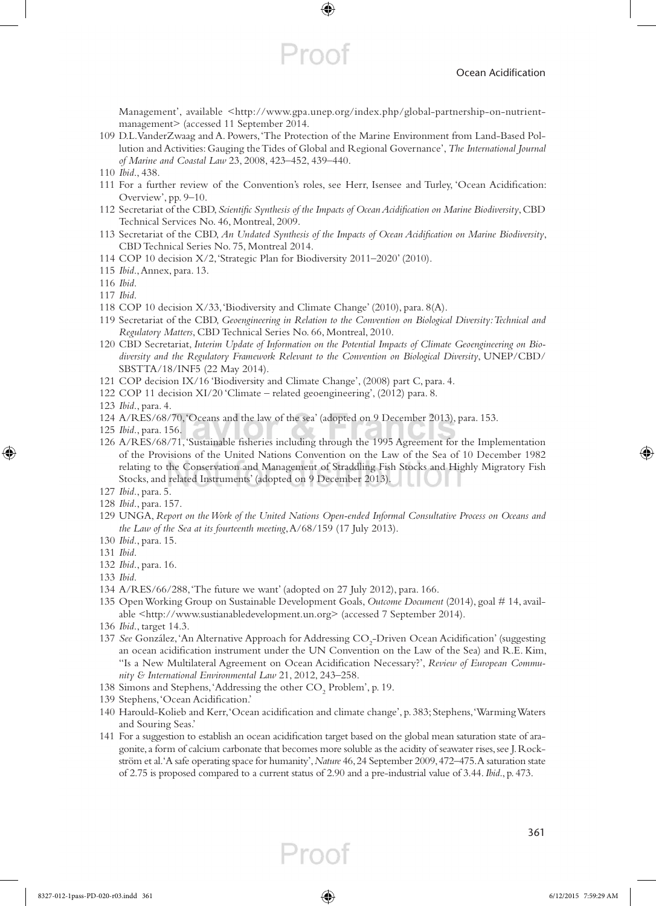Management', available <http://www.gpa.unep.org/index.php/global-partnership-on-nutrient-management> (accessed 11 September 2014).

109 D.L. VanderZwaag and A. Powers, 'The Protection of the Marine Environment from Land-Based Pollution and Activities: Gauging the Tides of Global and Regional Governance', *The International Journal of Marine and Coastal Law* 23, 2008, 423–452, 439–440.

110 *Ibid.*, 438.

111 For a further review of the Convention's roles, see Herr, Isensee and Turley, 'Ocean Acidification: Overview', pp. 9–10.

112 Secretariat of the CBD, *Scientific Synthesis of the Impacts of Ocean Acidification on Marine Biodiversity*, CBD Technical Services No. 46, Montreal, 2009.

113 Secretariat of the CBD, *An Undated Synthesis of the Impacts of Ocean Acidification on Marine Biodiversity*, CBD Technical Series No. 75, Montreal 2014.

114 COP 10 decision X/2, 'Strategic Plan for Biodiversity 2011–2020' (2010).

115 *Ibid.*, Annex, para. 13.

116 *Ibid.*

117 *Ibid.*

118 COP 10 decision X/33, 'Biodiversity and Climate Change' (2010), para. 8(A).

119 Secretariat of the CBD, *Geoengineering in Relation to the Convention on Biological Diversity: Technical and Regulatory Matters*, CBD Technical Series No. 66, Montreal, 2010.

120 CBD Secretariat, *Interim Update of Information on the Potential Impacts of Climate Geoengineering on Biodiversity and the Regulatory Framework Relevant to the Convention on Biological Diversity*, UNEP/CBD/SBSTTA/18/INF5 (22 May 2014).

121 COP decision IX/16 'Biodiversity and Climate Change', (2008) part C, para. 4.

122 COP 11 decision XI/20 'Climate – related geoengineering', (2012) para. 8.

123 *Ibid.*, para. 4.

124 A/RES/68/70, 'Oceans and the law of the sea' (adopted on 9 December 2013), para. 153.

125 *Ibid.*, para. 156.

126 A/RES/68/71, 'Sustainable fisheries including through the 1995 Agreement for the Implementation of the Provisions of the United Nations Convention on the Law of the Sea of 10 December 1982 relating to the Conservation and Management of Straddling Fish Stocks and Highly Migratory Fish Stocks, and related Instruments' (adopted on 9 December 2013).

127 *Ibid.*, para. 5.

128 *Ibid.*, para. 157.

129 UNGA, *Report on the Work of the United Nations Open-ended Informal Consultative Process on Oceans and the Law of the Sea at its fourteenth meeting*, A/68/159 (17 July 2013).

130 *Ibid.*, para. 15.

131 *Ibid.*

132 *Ibid.*, para. 16.

133 *Ibid.*

134 A/RES/66/288, 'The future we want' (adopted on 27 July 2012), para. 166.

135 Open Working Group on Sustainable Development Goals, *Outcome Document* (2014), goal # 14, available <http://www.sustainabledevelopment.un.org> (accessed 7 September 2014).

136 *Ibid.*, target 14.3.

137 *See* González, 'An Alternative Approach for Addressing $CO_2$-Driven Ocean Acidification' (suggesting an ocean acidification instrument under the UN Convention on the Law of the Sea) and R.E. Kim, "Is a New Multilateral Agreement on Ocean Acidification Necessary?', *Review of European Community & International Environmental Law* 21, 2012, 243–258.

138 Simons and Stephens, 'Addressing the other $CO_2$ Problem', p. 19.

139 Stephens, 'Ocean Acidification.'

140 Harould-Kolieb and Kerr, 'Ocean acidification and climate change', p. 383; Stephens, 'Warming Waters and Souring Seas.'

141 For a suggestion to establish an ocean acidification target based on the global mean saturation state of aragonite, a form of calcium carbonate that becomes more soluble as the acidity of seawater rises, see J. Rockström et al. 'A safe operating space for humanity', *Nature* 46, 24 September 2009, 472–475. A saturation state of 2.75 is proposed compared to a current status of 2.90 and a pre-industrial value of 3.44. *Ibid.*, p. 473.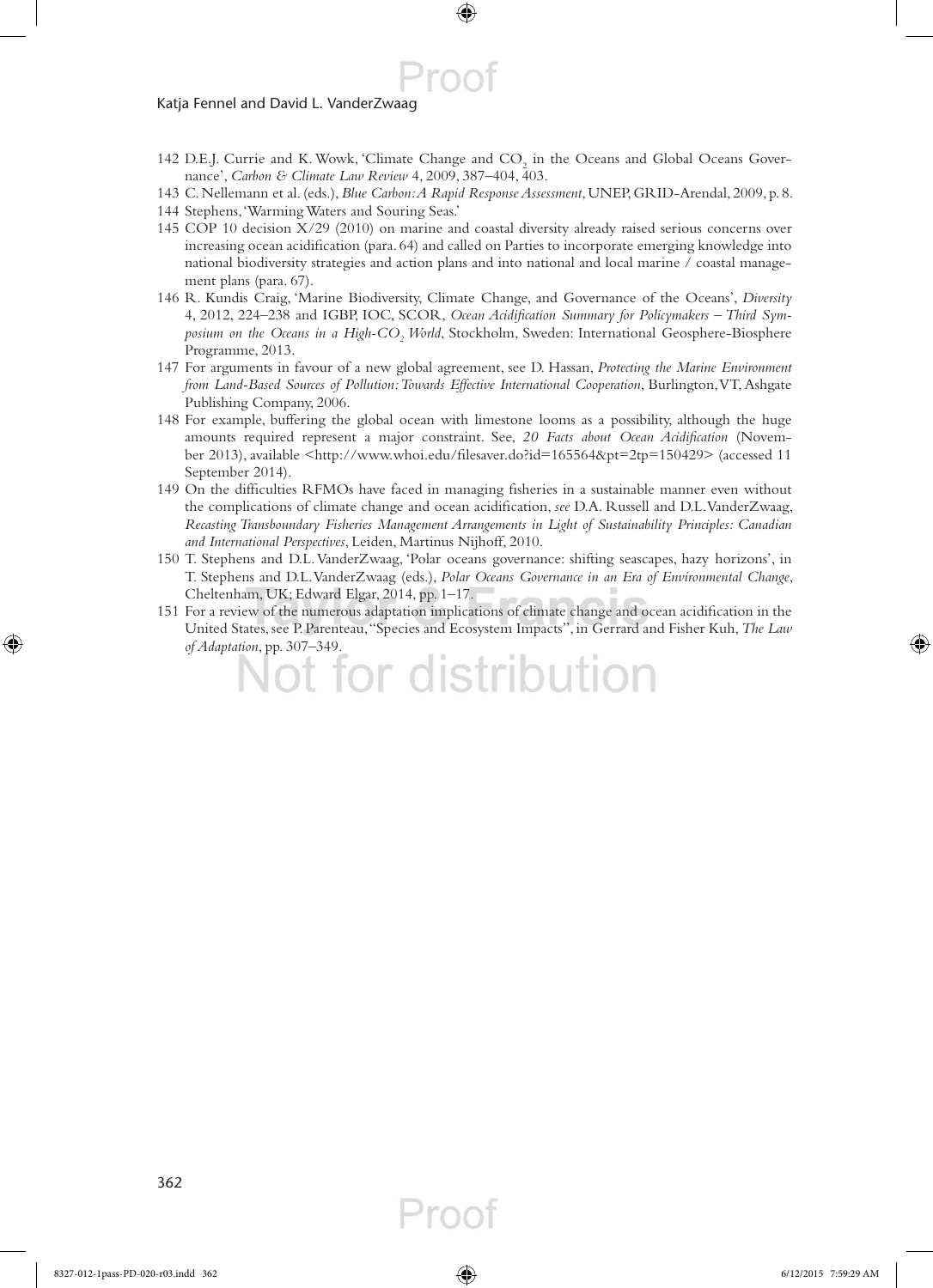142 D.E.J. Currie and K. Wowk, 'Climate Change and $CO_2$ in the Oceans and Global Oceans Governance', *Carbon & Climate Law Review* 4, 2009, 387–404, 403.

143 C. Nellemann et al. (eds.), *Blue Carbon: A Rapid Response Assessment*, UNEP, GRID-Arendal, 2009, p. 8.

144 Stephens, 'Warming Waters and Souring Seas.'

145 COP 10 decision X/29 (2010) on marine and coastal diversity already raised serious concerns over increasing ocean acidification (para. 64) and called on Parties to incorporate emerging knowledge into national biodiversity strategies and action plans and into national and local marine / coastal management plans (para. 67).

146 R. Kundis Craig, 'Marine Biodiversity, Climate Change, and Governance of the Oceans', *Diversity* 4, 2012, 224–238 and IGBP, IOC, SCOR, *Ocean Acidification Summary for Policymakers – Third Symposium on the Oceans in a High-$CO_2$ World*, Stockholm, Sweden: International Geosphere-Biosphere Programme, 2013.

147 For arguments in favour of a new global agreement, see D. Hassan, *Protecting the Marine Environment from Land-Based Sources of Pollution: Towards Effective International Cooperation*, Burlington, VT, Ashgate Publishing Company, 2006.

148 For example, buffering the global ocean with limestone looms as a possibility, although the huge amounts required represent a major constraint. See, *20 Facts about Ocean Acidification* (November 2013), available <http://www.whoi.edu/filesaver.do?id=165564&pt=2tp=150429> (accessed 11 September 2014).

149 On the difficulties RFMOs have faced in managing fisheries in a sustainable manner even without the complications of climate change and ocean acidification, *see* D.A. Russell and D.L. VanderZwaag, *Recasting Transboundary Fisheries Management Arrangements in Light of Sustainability Principles: Canadian and International Perspectives*, Leiden, Martinus Nijhoff, 2010.

150 T. Stephens and D.L. VanderZwaag, 'Polar oceans governance: shifting seascapes, hazy horizons', in T. Stephens and D.L. VanderZwaag (eds.), *Polar Oceans Governance in an Era of Environmental Change*, Cheltenham, UK; Edward Elgar, 2014, pp. 1–17.

151 For a review of the numerous adaptation implications of climate change and ocean acidification in the United States, see P. Parenteau, "Species and Ecosystem Impacts", in Gerrard and Fisher Kuh, *The Law of Adaptation*, pp. 307–349.